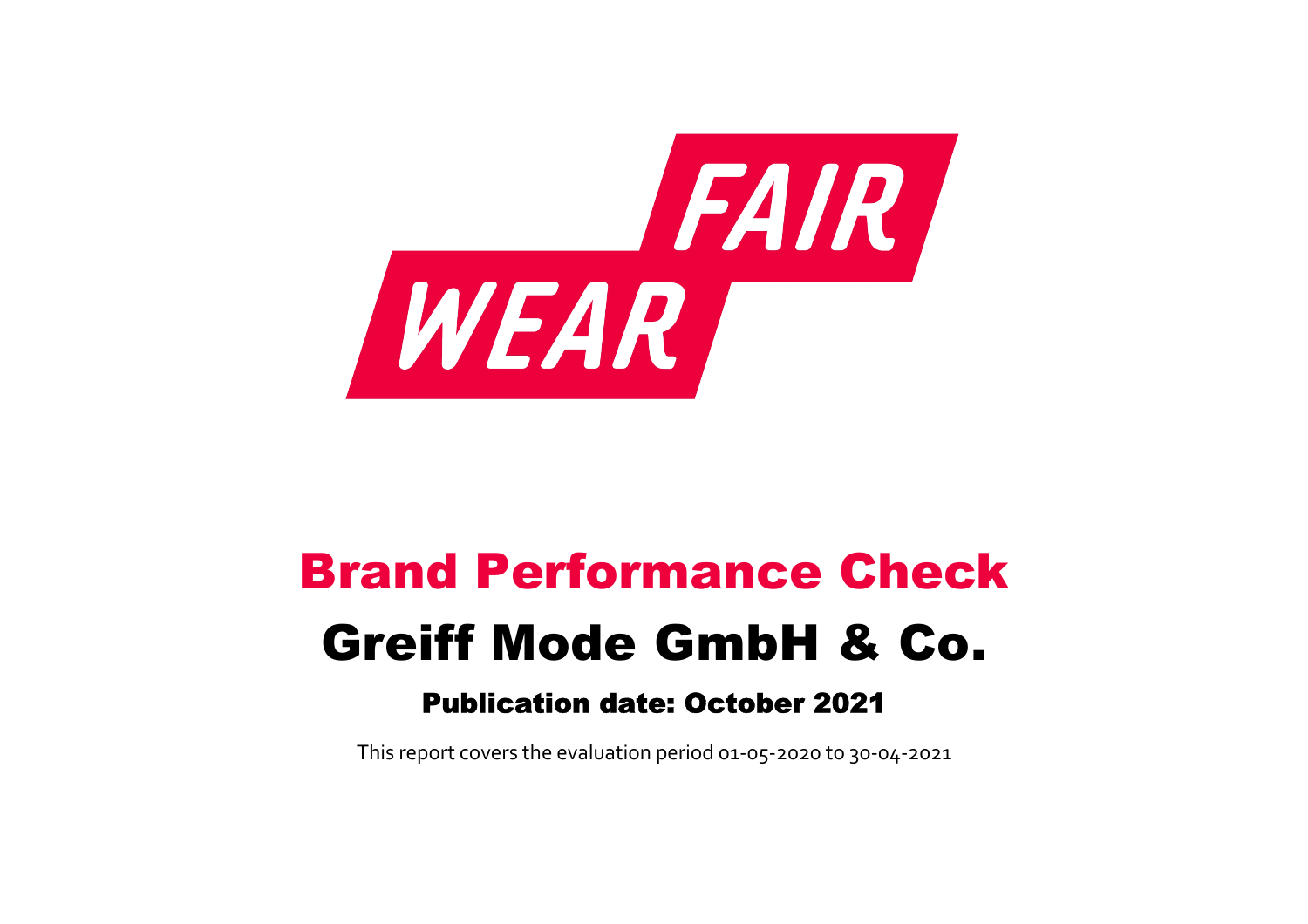FAIR WEAR

# Brand Performance Check

# Greiff Mode GmbH & Co.

### Publication date: October 2021

This report covers the evaluation period 01-05-2020 to 30-04-2021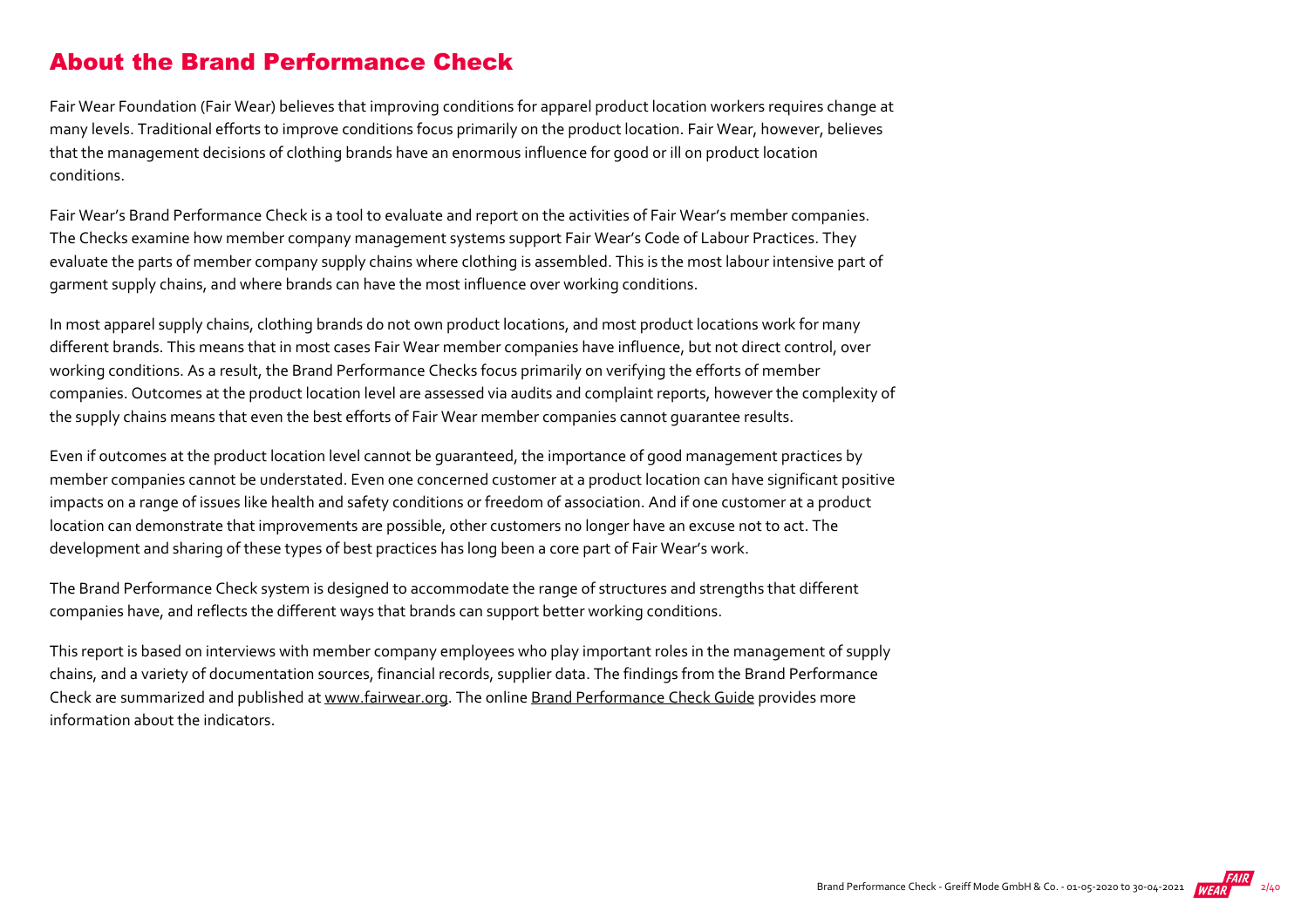## About the Brand Performance Check

Fair Wear Foundation (Fair Wear) believes that improving conditions for apparel product location workers requires change at many levels. Traditional efforts to improve conditions focus primarily on the product location. Fair Wear, however, believes that the management decisions of clothing brands have an enormous influence for good or ill on product location conditions.

Fair Wear's Brand Performance Check is a tool to evaluate and report on the activities of Fair Wear's member companies. The Checks examine how member company management systems support Fair Wear's Code of Labour Practices. They evaluate the parts of member company supply chains where clothing is assembled. This is the most labour intensive part of garment supply chains, and where brands can have the most influence over working conditions.

In most apparel supply chains, clothing brands do not own product locations, and most product locations work for many different brands. This means that in most cases Fair Wear member companies have influence, but not direct control, over working conditions. As a result, the Brand Performance Checks focus primarily on verifying the efforts of member companies. Outcomes at the product location level are assessed via audits and complaint reports, however the complexity of the supply chains means that even the best efforts of Fair Wear member companies cannot guarantee results.

Even if outcomes at the product location level cannot be guaranteed, the importance of good management practices by member companies cannot be understated. Even one concerned customer at a product location can have significant positive impacts on a range of issues like health and safety conditions or freedom of association. And if one customer at a product location can demonstrate that improvements are possible, other customers no longer have an excuse not to act. The development and sharing of these types of best practices has long been a core part of Fair Wear's work.

The Brand Performance Check system is designed to accommodate the range of structures and strengths that different companies have, and reflects the different ways that brands can support better working conditions.

This report is based on interviews with member company employees who play important roles in the management of supply chains, and a variety of documentation sources, financial records, supplier data. The findings from the Brand Performance Check are summarized and published at www.fairwear.org. The online Brand Performance Check Guide provides more information about the indicators.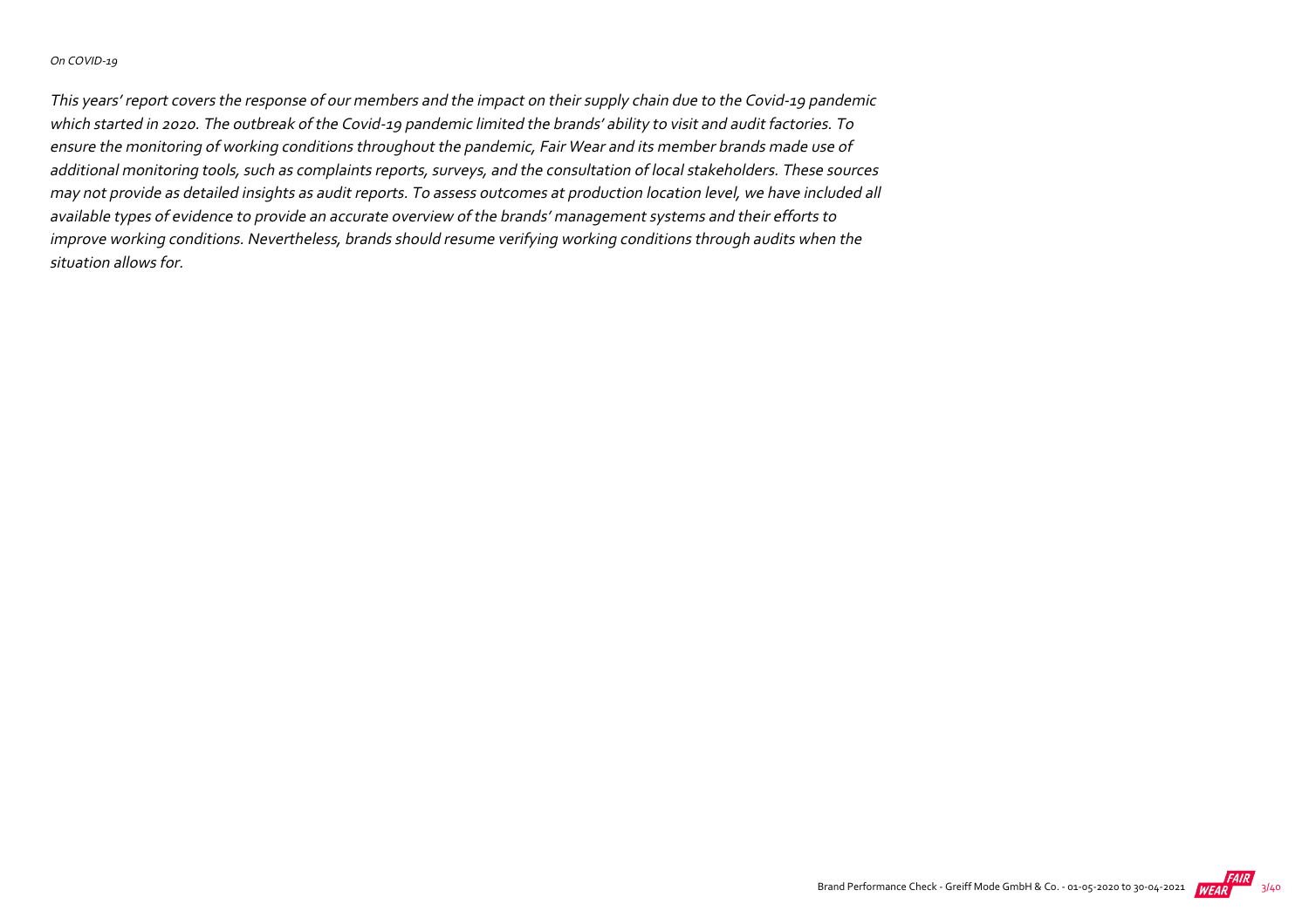*On COVID-19*

*This years' report covers the response of our members and the impact on their supply chain due to the Covid-19 pandemic which started in 2020. The outbreak of the Covid-19 pandemic limited the brands' ability to visit and audit factories. To ensure the monitoring of working conditions throughout the pandemic, Fair Wear and its member brands made use of additional monitoring tools, such as complaints reports, surveys, and the consultation of local stakeholders. These sources may not provide as detailed insights as audit reports. To assess outcomes at production location level, we have included all available types of evidence to provide an accurate overview of the brands' management systems and their efforts to improve working conditions. Nevertheless, brands should resume verifying working conditions through audits when the situation allows for.*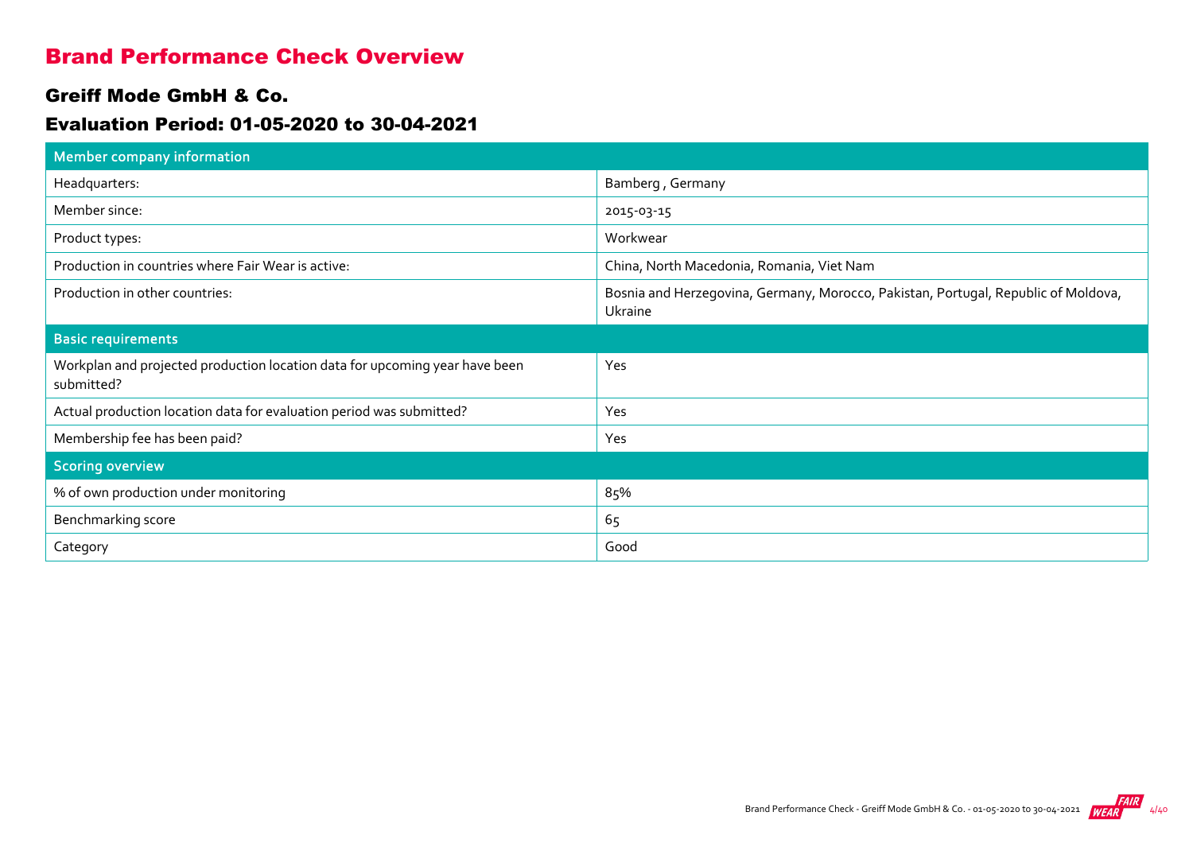# Brand Performance Check Overview

## Greiff Mode GmbH & Co.

## Evaluation Period: 01-05-2020 to 30-04-2021

| Member company information | |
|---|---|
| Headquarters: | Bamberg , Germany |
| Member since: | 2015-03-15 |
| Product types: | Workwear |
| Production in countries where Fair Wear is active: | China, North Macedonia, Romania, Viet Nam |
| Production in other countries: | Bosnia and Herzegovina, Germany, Morocco, Pakistan, Portugal, Republic of Moldova, Ukraine |
| **Basic requirements** | |
| Workplan and projected production location data for upcoming year have been submitted? | Yes |
| Actual production location data for evaluation period was submitted? | Yes |
| Membership fee has been paid? | Yes |
| **Scoring overview** | |
| % of own production under monitoring | 85% |
| Benchmarking score | 65 |
| Category | Good |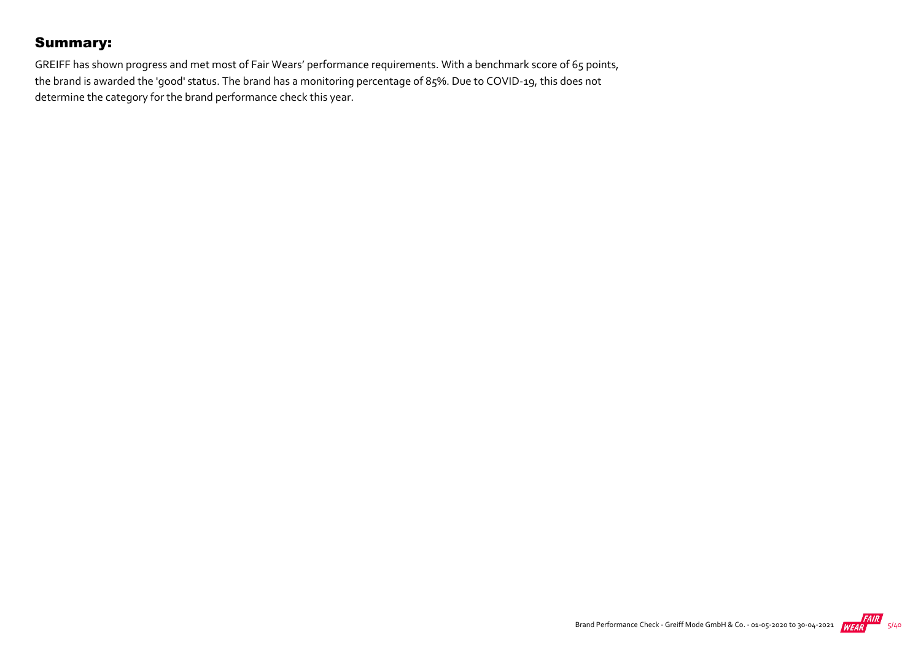## Summary:

GREIFF has shown progress and met most of Fair Wears' performance requirements. With a benchmark score of 65 points, the brand is awarded the 'good' status. The brand has a monitoring percentage of 85%. Due to COVID-19, this does not determine the category for the brand performance check this year.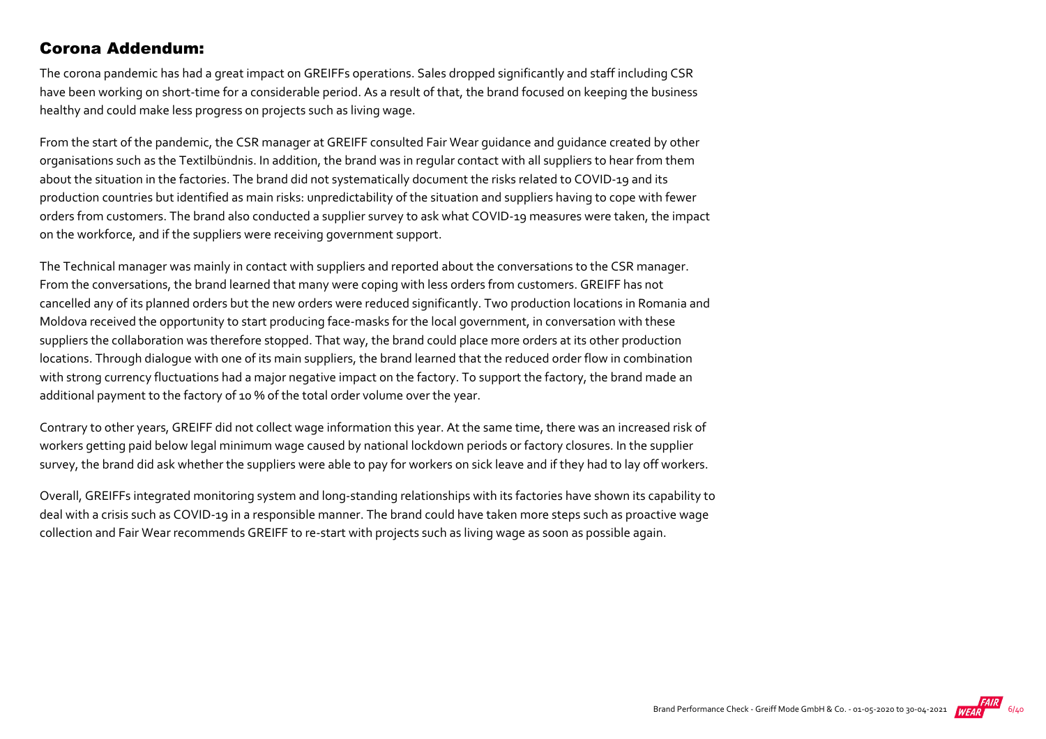## Corona Addendum:

The corona pandemic has had a great impact on GREIFFs operations. Sales dropped significantly and staff including CSR have been working on short-time for a considerable period. As a result of that, the brand focused on keeping the business healthy and could make less progress on projects such as living wage.

From the start of the pandemic, the CSR manager at GREIFF consulted Fair Wear guidance and guidance created by other organisations such as the Textilbündnis. In addition, the brand was in regular contact with all suppliers to hear from them about the situation in the factories. The brand did not systematically document the risks related to COVID-19 and its production countries but identified as main risks: unpredictability of the situation and suppliers having to cope with fewer orders from customers. The brand also conducted a supplier survey to ask what COVID-19 measures were taken, the impact on the workforce, and if the suppliers were receiving government support.

The Technical manager was mainly in contact with suppliers and reported about the conversations to the CSR manager. From the conversations, the brand learned that many were coping with less orders from customers. GREIFF has not cancelled any of its planned orders but the new orders were reduced significantly. Two production locations in Romania and Moldova received the opportunity to start producing face-masks for the local government, in conversation with these suppliers the collaboration was therefore stopped. That way, the brand could place more orders at its other production locations. Through dialogue with one of its main suppliers, the brand learned that the reduced order flow in combination with strong currency fluctuations had a major negative impact on the factory. To support the factory, the brand made an additional payment to the factory of 10 % of the total order volume over the year.

Contrary to other years, GREIFF did not collect wage information this year. At the same time, there was an increased risk of workers getting paid below legal minimum wage caused by national lockdown periods or factory closures. In the supplier survey, the brand did ask whether the suppliers were able to pay for workers on sick leave and if they had to lay off workers.

Overall, GREIFFs integrated monitoring system and long-standing relationships with its factories have shown its capability to deal with a crisis such as COVID-19 in a responsible manner. The brand could have taken more steps such as proactive wage collection and Fair Wear recommends GREIFF to re-start with projects such as living wage as soon as possible again.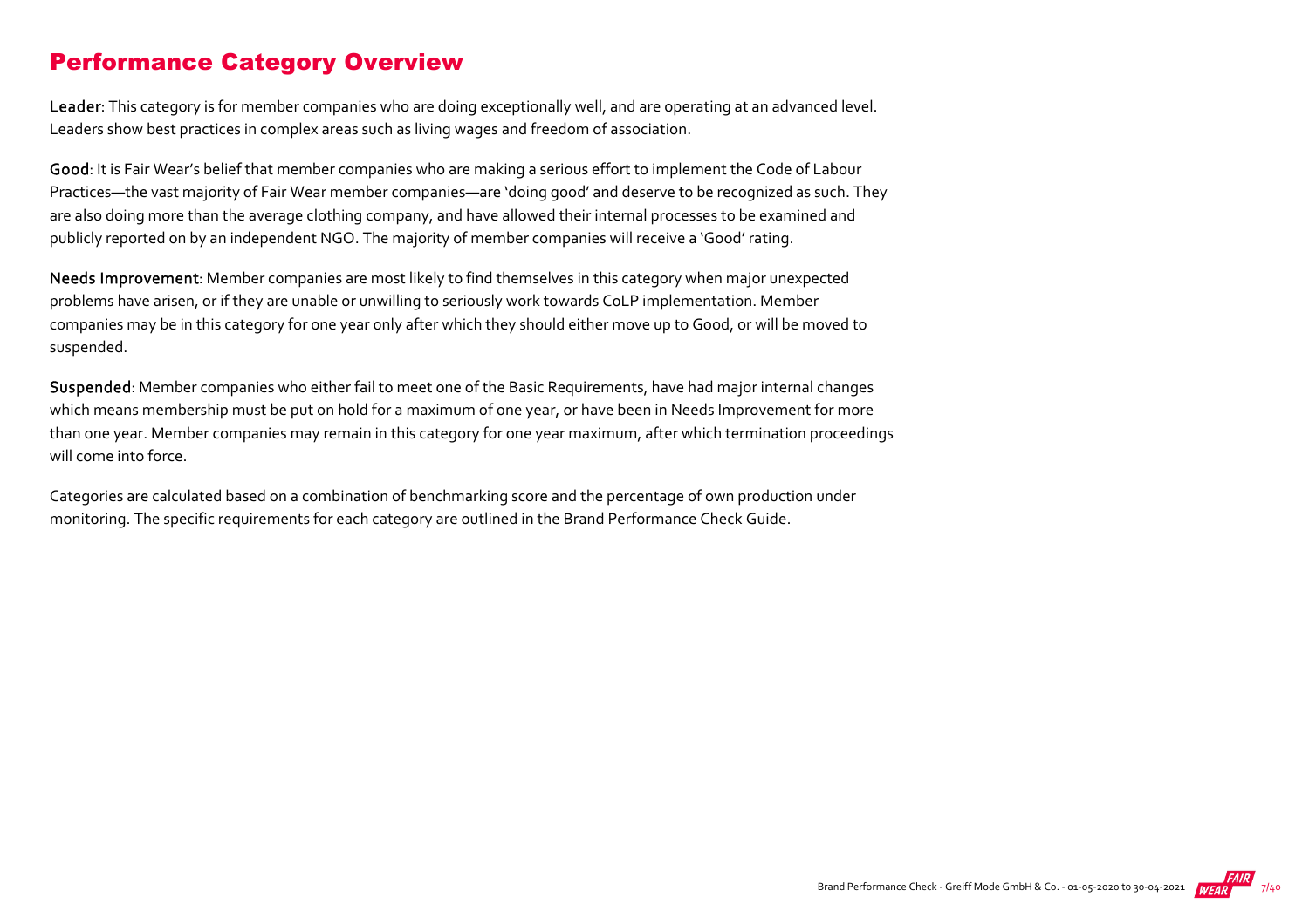## Performance Category Overview

**Leader**: This category is for member companies who are doing exceptionally well, and are operating at an advanced level. Leaders show best practices in complex areas such as living wages and freedom of association.

**Good**: It is Fair Wear's belief that member companies who are making a serious effort to implement the Code of Labour Practices—the vast majority of Fair Wear member companies—are 'doing good' and deserve to be recognized as such. They are also doing more than the average clothing company, and have allowed their internal processes to be examined and publicly reported on by an independent NGO. The majority of member companies will receive a 'Good' rating.

**Needs Improvement**: Member companies are most likely to find themselves in this category when major unexpected problems have arisen, or if they are unable or unwilling to seriously work towards CoLP implementation. Member companies may be in this category for one year only after which they should either move up to Good, or will be moved to suspended.

**Suspended**: Member companies who either fail to meet one of the Basic Requirements, have had major internal changes which means membership must be put on hold for a maximum of one year, or have been in Needs Improvement for more than one year. Member companies may remain in this category for one year maximum, after which termination proceedings will come into force.

Categories are calculated based on a combination of benchmarking score and the percentage of own production under monitoring. The specific requirements for each category are outlined in the Brand Performance Check Guide.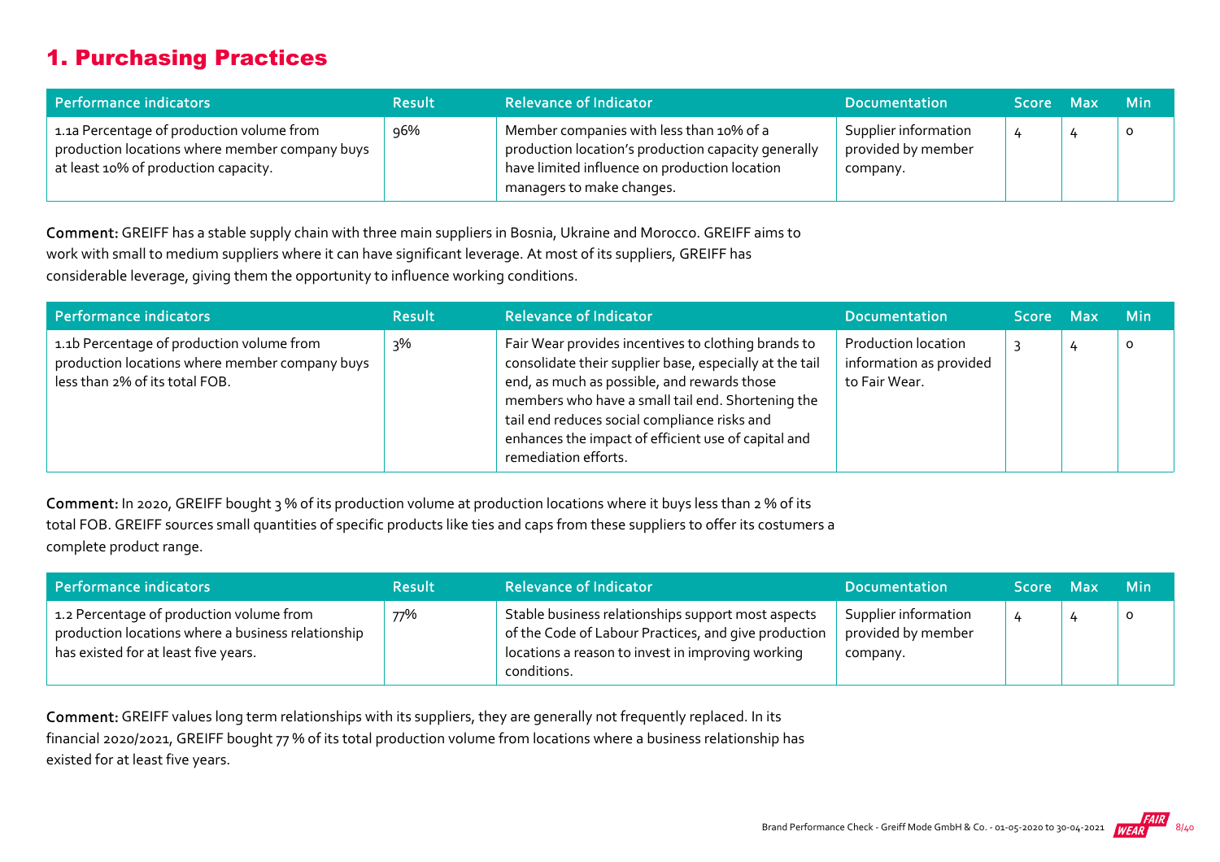## 1. Purchasing Practices

| Performance indicators | Result | Relevance of Indicator | Documentation | Score | Max | Min |
|---|---|---|---|---|---|---|
| 1.1a Percentage of production volume from production locations where member company buys at least 10% of production capacity. | 96% | Member companies with less than 10% of a production location's production capacity generally have limited influence on production location managers to make changes. | Supplier information provided by member company. | 4 | 4 | 0 |

**Comment:** GREIFF has a stable supply chain with three main suppliers in Bosnia, Ukraine and Morocco. GREIFF aims to work with small to medium suppliers where it can have significant leverage. At most of its suppliers, GREIFF has considerable leverage, giving them the opportunity to influence working conditions.

| Performance indicators | Result | Relevance of Indicator | Documentation | Score | Max | Min |
|---|---|---|---|---|---|---|
| 1.1b Percentage of production volume from production locations where member company buys less than 2% of its total FOB. | 3% | Fair Wear provides incentives to clothing brands to consolidate their supplier base, especially at the tail end, as much as possible, and rewards those members who have a small tail end. Shortening the tail end reduces social compliance risks and enhances the impact of efficient use of capital and remediation efforts. | Production location information as provided to Fair Wear. | 3 | 4 | 0 |

**Comment:** In 2020, GREIFF bought 3 % of its production volume at production locations where it buys less than 2 % of its total FOB. GREIFF sources small quantities of specific products like ties and caps from these suppliers to offer its costumers a complete product range.

| Performance indicators | Result | Relevance of Indicator | Documentation | Score | Max | Min |
|---|---|---|---|---|---|---|
| 1.2 Percentage of production volume from production locations where a business relationship has existed for at least five years. | 77% | Stable business relationships support most aspects of the Code of Labour Practices, and give production locations a reason to invest in improving working conditions. | Supplier information provided by member company. | 4 | 4 | 0 |

**Comment:** GREIFF values long term relationships with its suppliers, they are generally not frequently replaced. In its financial 2020/2021, GREIFF bought 77 % of its total production volume from locations where a business relationship has existed for at least five years.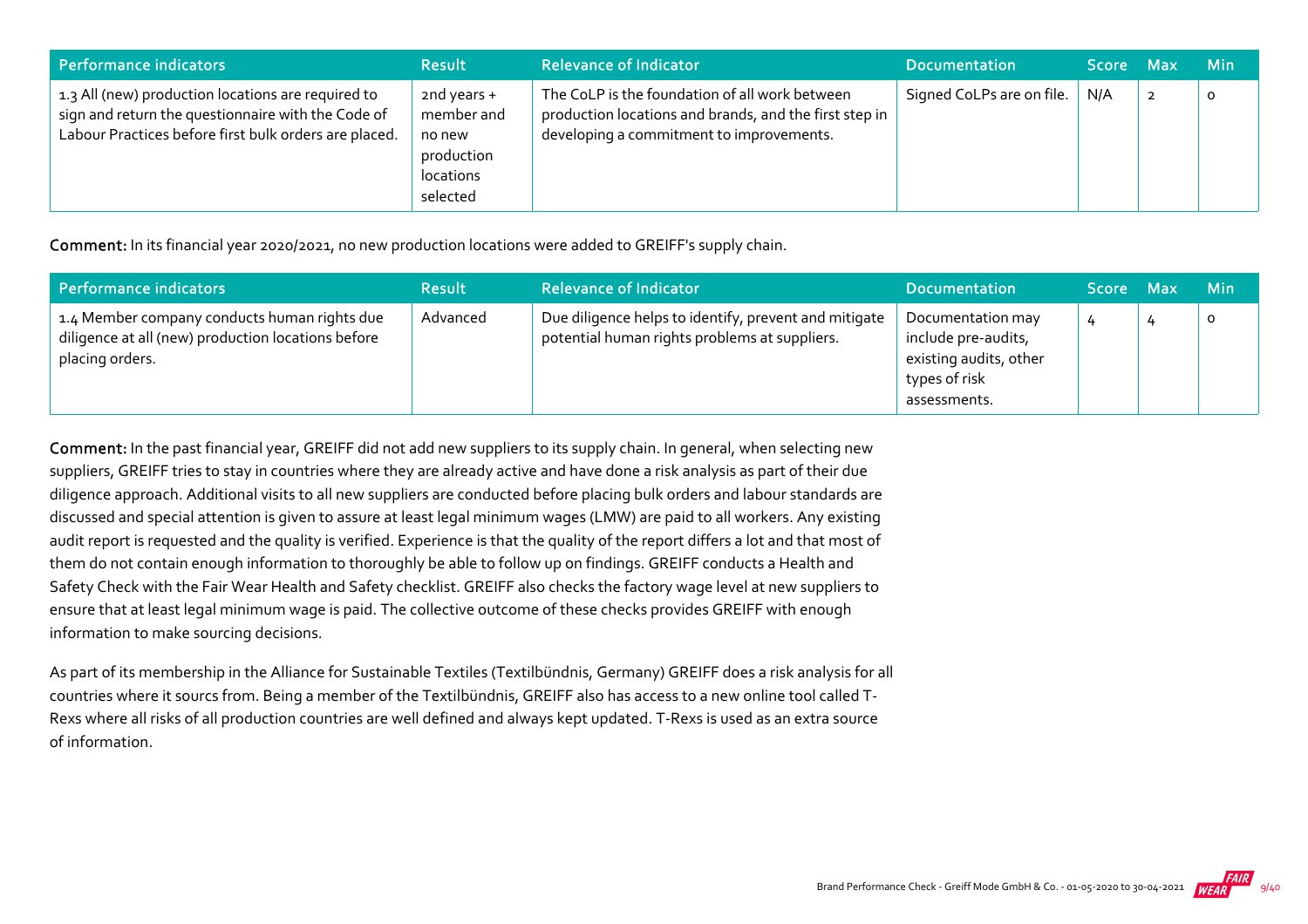| Performance indicators | Result | Relevance of Indicator | Documentation | Score | Max | Min |
|---|---|---|---|---|---|---|
| 1.3 All (new) production locations are required to sign and return the questionnaire with the Code of Labour Practices before first bulk orders are placed. | 2nd years + member and no new production locations selected | The CoLP is the foundation of all work between production locations and brands, and the first step in developing a commitment to improvements. | Signed CoLPs are on file. | N/A | 2 | 0 |

**Comment:** In its financial year 2020/2021, no new production locations were added to GREIFF's supply chain.

| Performance indicators | Result | Relevance of Indicator | Documentation | Score | Max | Min |
|---|---|---|---|---|---|---|
| 1.4 Member company conducts human rights due diligence at all (new) production locations before placing orders. | Advanced | Due diligence helps to identify, prevent and mitigate potential human rights problems at suppliers. | Documentation may include pre-audits, existing audits, other types of risk assessments. | 4 | 4 | 0 |

**Comment:** In the past financial year, GREIFF did not add new suppliers to its supply chain. In general, when selecting new suppliers, GREIFF tries to stay in countries where they are already active and have done a risk analysis as part of their due diligence approach. Additional visits to all new suppliers are conducted before placing bulk orders and labour standards are discussed and special attention is given to assure at least legal minimum wages (LMW) are paid to all workers. Any existing audit report is requested and the quality is verified. Experience is that the quality of the report differs a lot and that most of them do not contain enough information to thoroughly be able to follow up on findings. GREIFF conducts a Health and Safety Check with the Fair Wear Health and Safety checklist. GREIFF also checks the factory wage level at new suppliers to ensure that at least legal minimum wage is paid. The collective outcome of these checks provides GREIFF with enough information to make sourcing decisions.

As part of its membership in the Alliance for Sustainable Textiles (Textilbündnis, Germany) GREIFF does a risk analysis for all countries where it sourcs from. Being a member of the Textilbündnis, GREIFF also has access to a new online tool called T-Rexs where all risks of all production countries are well defined and always kept updated. T-Rexs is used as an extra source of information.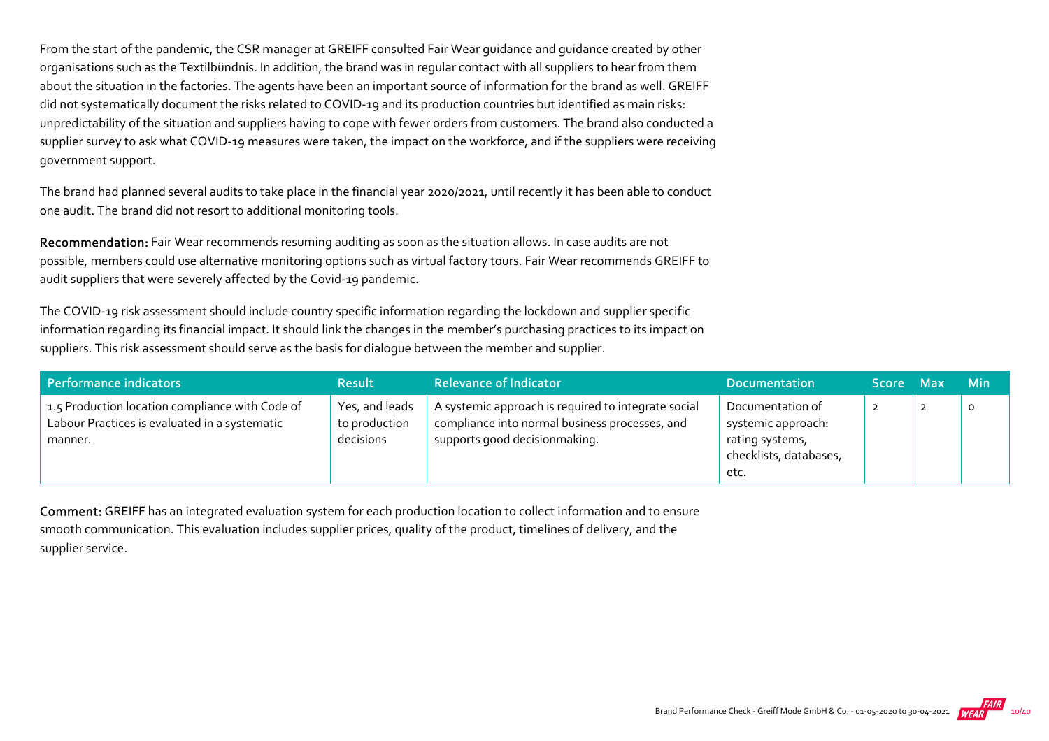From the start of the pandemic, the CSR manager at GREIFF consulted Fair Wear guidance and guidance created by other organisations such as the Textilbündnis. In addition, the brand was in regular contact with all suppliers to hear from them about the situation in the factories. The agents have been an important source of information for the brand as well. GREIFF did not systematically document the risks related to COVID-19 and its production countries but identified as main risks: unpredictability of the situation and suppliers having to cope with fewer orders from customers. The brand also conducted a supplier survey to ask what COVID-19 measures were taken, the impact on the workforce, and if the suppliers were receiving government support.

The brand had planned several audits to take place in the financial year 2020/2021, until recently it has been able to conduct one audit. The brand did not resort to additional monitoring tools.

**Recommendation:** Fair Wear recommends resuming auditing as soon as the situation allows. In case audits are not possible, members could use alternative monitoring options such as virtual factory tours. Fair Wear recommends GREIFF to audit suppliers that were severely affected by the Covid-19 pandemic.

The COVID-19 risk assessment should include country specific information regarding the lockdown and supplier specific information regarding its financial impact. It should link the changes in the member's purchasing practices to its impact on suppliers. This risk assessment should serve as the basis for dialogue between the member and supplier.

| Performance indicators | Result | Relevance of Indicator | Documentation | Score | Max | Min |
|---|---|---|---|---|---|---|
| 1.5 Production location compliance with Code of Labour Practices is evaluated in a systematic manner. | Yes, and leads to production decisions | A systemic approach is required to integrate social compliance into normal business processes, and supports good decisionmaking. | Documentation of systemic approach: rating systems, checklists, databases, etc. | 2 | 2 | 0 |

**Comment:** GREIFF has an integrated evaluation system for each production location to collect information and to ensure smooth communication. This evaluation includes supplier prices, quality of the product, timelines of delivery, and the supplier service.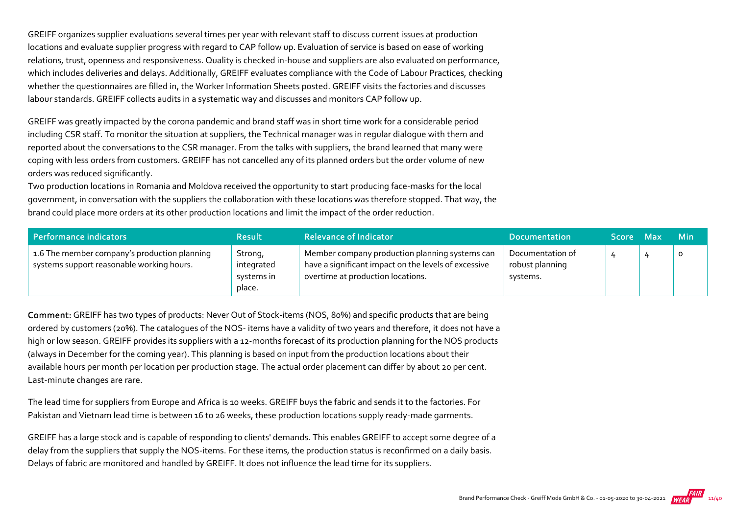GREIFF organizes supplier evaluations several times per year with relevant staff to discuss current issues at production locations and evaluate supplier progress with regard to CAP follow up. Evaluation of service is based on ease of working relations, trust, openness and responsiveness. Quality is checked in-house and suppliers are also evaluated on performance, which includes deliveries and delays. Additionally, GREIFF evaluates compliance with the Code of Labour Practices, checking whether the questionnaires are filled in, the Worker Information Sheets posted. GREIFF visits the factories and discusses labour standards. GREIFF collects audits in a systematic way and discusses and monitors CAP follow up.

GREIFF was greatly impacted by the corona pandemic and brand staff was in short time work for a considerable period including CSR staff. To monitor the situation at suppliers, the Technical manager was in regular dialogue with them and reported about the conversations to the CSR manager. From the talks with suppliers, the brand learned that many were coping with less orders from customers. GREIFF has not cancelled any of its planned orders but the order volume of new orders was reduced significantly.

Two production locations in Romania and Moldova received the opportunity to start producing face-masks for the local government, in conversation with the suppliers the collaboration with these locations was therefore stopped. That way, the brand could place more orders at its other production locations and limit the impact of the order reduction.

| Performance indicators | Result | Relevance of Indicator | Documentation | Score | Max | Min |
|---|---|---|---|---|---|---|
| 1.6 The member company's production planning systems support reasonable working hours. | Strong, integrated systems in place. | Member company production planning systems can have a significant impact on the levels of excessive overtime at production locations. | Documentation of robust planning systems. | 4 | 4 | 0 |

**Comment:** GREIFF has two types of products: Never Out of Stock-items (NOS, 80%) and specific products that are being ordered by customers (20%). The catalogues of the NOS- items have a validity of two years and therefore, it does not have a high or low season. GREIFF provides its suppliers with a 12-months forecast of its production planning for the NOS products (always in December for the coming year). This planning is based on input from the production locations about their available hours per month per location per production stage. The actual order placement can differ by about 20 per cent. Last-minute changes are rare.

The lead time for suppliers from Europe and Africa is 10 weeks. GREIFF buys the fabric and sends it to the factories. For Pakistan and Vietnam lead time is between 16 to 26 weeks, these production locations supply ready-made garments.

GREIFF has a large stock and is capable of responding to clients' demands. This enables GREIFF to accept some degree of a delay from the suppliers that supply the NOS-items. For these items, the production status is reconfirmed on a daily basis. Delays of fabric are monitored and handled by GREIFF. It does not influence the lead time for its suppliers.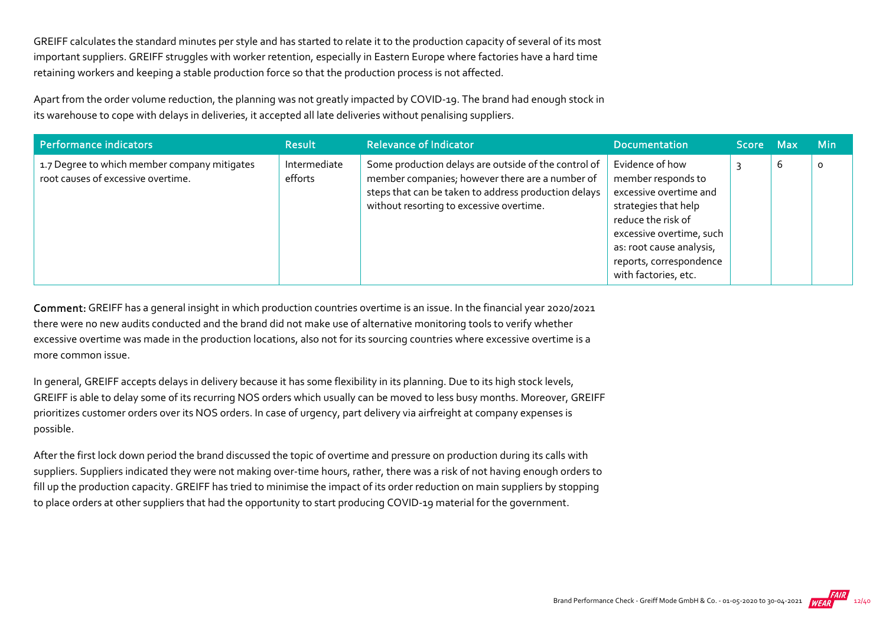GREIFF calculates the standard minutes per style and has started to relate it to the production capacity of several of its most important suppliers. GREIFF struggles with worker retention, especially in Eastern Europe where factories have a hard time retaining workers and keeping a stable production force so that the production process is not affected.

Apart from the order volume reduction, the planning was not greatly impacted by COVID-19. The brand had enough stock in its warehouse to cope with delays in deliveries, it accepted all late deliveries without penalising suppliers.

| Performance indicators | Result | Relevance of Indicator | Documentation | Score | Max | Min |
|---|---|---|---|---|---|---|
| 1.7 Degree to which member company mitigates root causes of excessive overtime. | Intermediate efforts | Some production delays are outside of the control of member companies; however there are a number of steps that can be taken to address production delays without resorting to excessive overtime. | Evidence of how member responds to excessive overtime and strategies that help reduce the risk of excessive overtime, such as: root cause analysis, reports, correspondence with factories, etc. | 3 | 6 | 0 |

**Comment:** GREIFF has a general insight in which production countries overtime is an issue. In the financial year 2020/2021 there were no new audits conducted and the brand did not make use of alternative monitoring tools to verify whether excessive overtime was made in the production locations, also not for its sourcing countries where excessive overtime is a more common issue.

In general, GREIFF accepts delays in delivery because it has some flexibility in its planning. Due to its high stock levels, GREIFF is able to delay some of its recurring NOS orders which usually can be moved to less busy months. Moreover, GREIFF prioritizes customer orders over its NOS orders. In case of urgency, part delivery via airfreight at company expenses is possible.

After the first lock down period the brand discussed the topic of overtime and pressure on production during its calls with suppliers. Suppliers indicated they were not making over-time hours, rather, there was a risk of not having enough orders to fill up the production capacity. GREIFF has tried to minimise the impact of its order reduction on main suppliers by stopping to place orders at other suppliers that had the opportunity to start producing COVID-19 material for the government.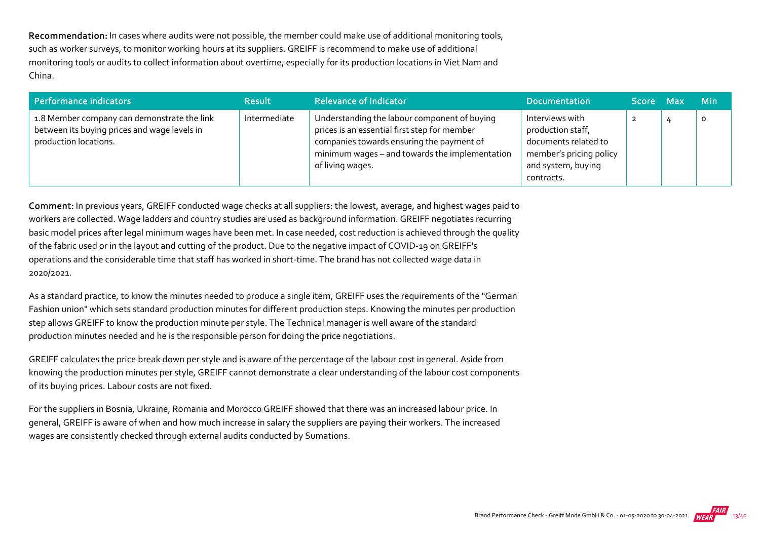**Recommendation:** In cases where audits were not possible, the member could make use of additional monitoring tools, such as worker surveys, to monitor working hours at its suppliers. GREIFF is recommend to make use of additional monitoring tools or audits to collect information about overtime, especially for its production locations in Viet Nam and China.

| Performance indicators | Result | Relevance of Indicator | Documentation | Score | Max | Min |
|---|---|---|---|---|---|---|
| 1.8 Member company can demonstrate the link between its buying prices and wage levels in production locations. | Intermediate | Understanding the labour component of buying prices is an essential first step for member companies towards ensuring the payment of minimum wages – and towards the implementation of living wages. | Interviews with production staff, documents related to member's pricing policy and system, buying contracts. | 2 | 4 | 0 |

**Comment:** In previous years, GREIFF conducted wage checks at all suppliers: the lowest, average, and highest wages paid to workers are collected. Wage ladders and country studies are used as background information. GREIFF negotiates recurring basic model prices after legal minimum wages have been met. In case needed, cost reduction is achieved through the quality of the fabric used or in the layout and cutting of the product. Due to the negative impact of COVID-19 on GREIFF's operations and the considerable time that staff has worked in short-time. The brand has not collected wage data in 2020/2021.

As a standard practice, to know the minutes needed to produce a single item, GREIFF uses the requirements of the "German Fashion union" which sets standard production minutes for different production steps. Knowing the minutes per production step allows GREIFF to know the production minute per style. The Technical manager is well aware of the standard production minutes needed and he is the responsible person for doing the price negotiations.

GREIFF calculates the price break down per style and is aware of the percentage of the labour cost in general. Aside from knowing the production minutes per style, GREIFF cannot demonstrate a clear understanding of the labour cost components of its buying prices. Labour costs are not fixed.

For the suppliers in Bosnia, Ukraine, Romania and Morocco GREIFF showed that there was an increased labour price. In general, GREIFF is aware of when and how much increase in salary the suppliers are paying their workers. The increased wages are consistently checked through external audits conducted by Sumations.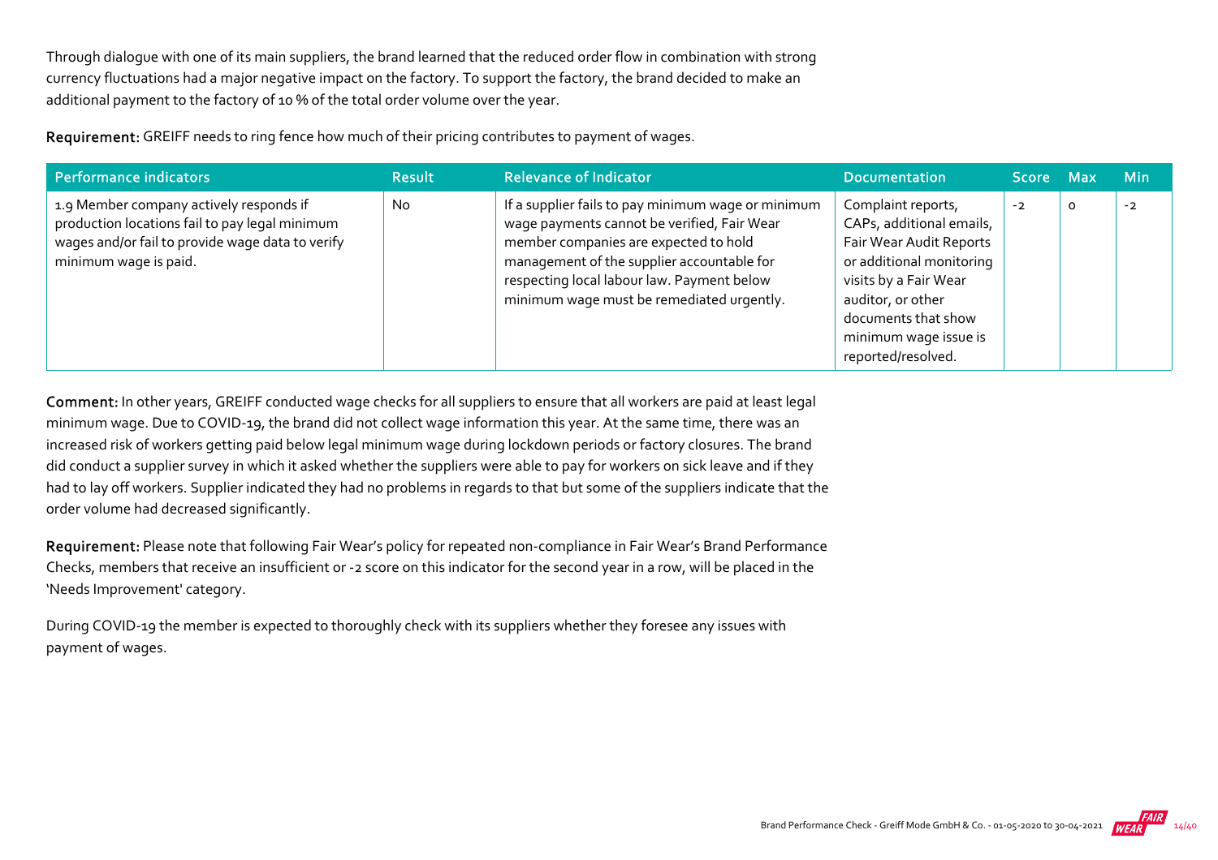Through dialogue with one of its main suppliers, the brand learned that the reduced order flow in combination with strong currency fluctuations had a major negative impact on the factory. To support the factory, the brand decided to make an additional payment to the factory of 10 % of the total order volume over the year.

**Requirement:** GREIFF needs to ring fence how much of their pricing contributes to payment of wages.

| Performance indicators | Result | Relevance of Indicator | Documentation | Score | Max | Min |
|---|---|---|---|---|---|---|
| 1.9 Member company actively responds if production locations fail to pay legal minimum wages and/or fail to provide wage data to verify minimum wage is paid. | No | If a supplier fails to pay minimum wage or minimum wage payments cannot be verified, Fair Wear member companies are expected to hold management of the supplier accountable for respecting local labour law. Payment below minimum wage must be remediated urgently. | Complaint reports, CAPs, additional emails, Fair Wear Audit Reports or additional monitoring visits by a Fair Wear auditor, or other documents that show minimum wage issue is reported/resolved. | -2 | 0 | -2 |

**Comment:** In other years, GREIFF conducted wage checks for all suppliers to ensure that all workers are paid at least legal minimum wage. Due to COVID-19, the brand did not collect wage information this year. At the same time, there was an increased risk of workers getting paid below legal minimum wage during lockdown periods or factory closures. The brand did conduct a supplier survey in which it asked whether the suppliers were able to pay for workers on sick leave and if they had to lay off workers. Supplier indicated they had no problems in regards to that but some of the suppliers indicate that the order volume had decreased significantly.

**Requirement:** Please note that following Fair Wear's policy for repeated non-compliance in Fair Wear's Brand Performance Checks, members that receive an insufficient or -2 score on this indicator for the second year in a row, will be placed in the 'Needs Improvement' category.

During COVID-19 the member is expected to thoroughly check with its suppliers whether they foresee any issues with payment of wages.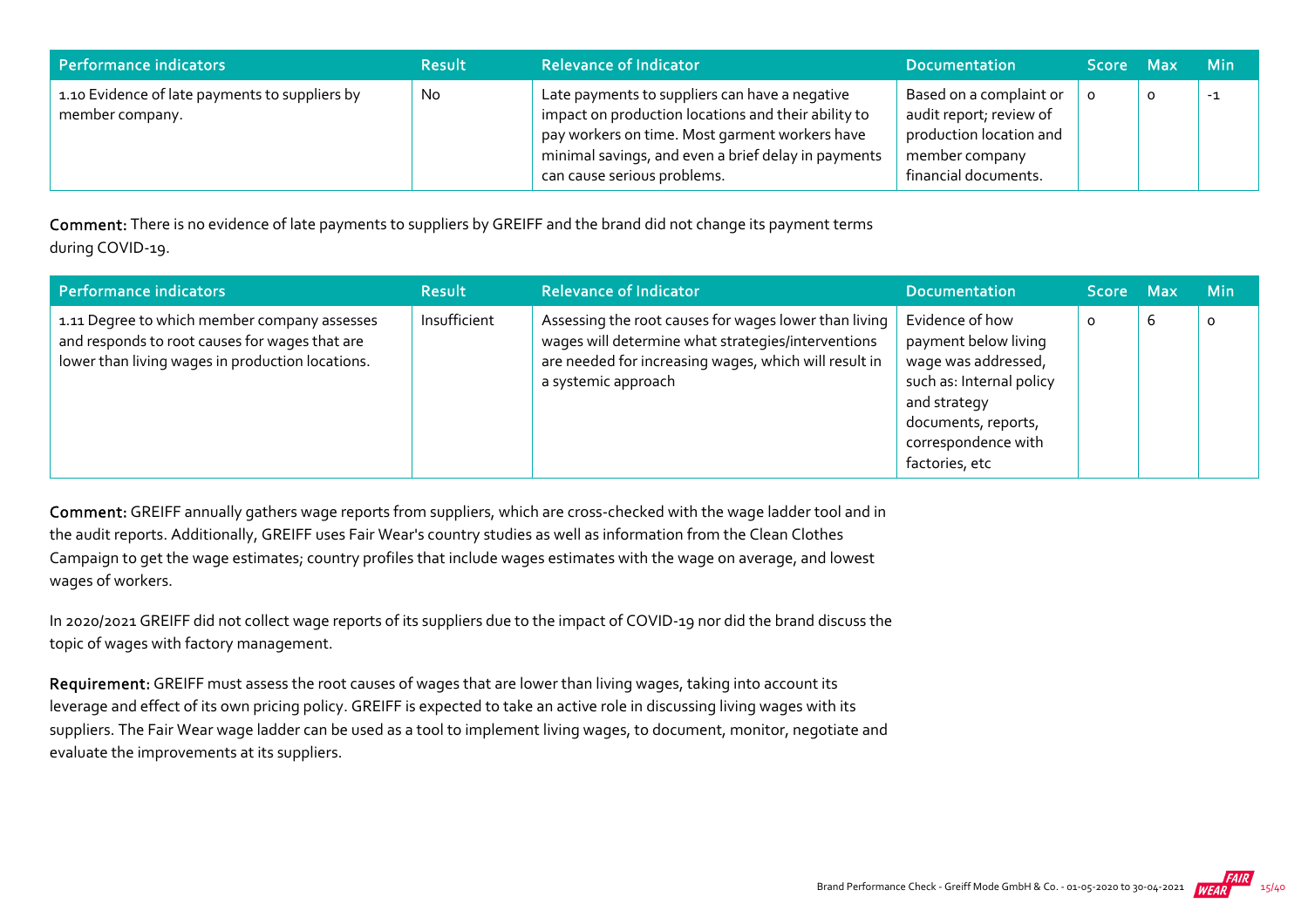| Performance indicators | Result | Relevance of Indicator | Documentation | Score | Max | Min |
| --- | --- | --- | --- | --- | --- | --- |
| 1.10 Evidence of late payments to suppliers by member company. | No | Late payments to suppliers can have a negative impact on production locations and their ability to pay workers on time. Most garment workers have minimal savings, and even a brief delay in payments can cause serious problems. | Based on a complaint or audit report; review of production location and member company financial documents. | 0 | 0 | -1 |

**Comment:** There is no evidence of late payments to suppliers by GREIFF and the brand did not change its payment terms during COVID-19.

| Performance indicators | Result | Relevance of Indicator | Documentation | Score | Max | Min |
| --- | --- | --- | --- | --- | --- | --- |
| 1.11 Degree to which member company assesses and responds to root causes for wages that are lower than living wages in production locations. | Insufficient | Assessing the root causes for wages lower than living wages will determine what strategies/interventions are needed for increasing wages, which will result in a systemic approach | Evidence of how payment below living wage was addressed, such as: Internal policy and strategy documents, reports, correspondence with factories, etc | 0 | 6 | 0 |

**Comment:** GREIFF annually gathers wage reports from suppliers, which are cross-checked with the wage ladder tool and in the audit reports. Additionally, GREIFF uses Fair Wear's country studies as well as information from the Clean Clothes Campaign to get the wage estimates; country profiles that include wages estimates with the wage on average, and lowest wages of workers.

In 2020/2021 GREIFF did not collect wage reports of its suppliers due to the impact of COVID-19 nor did the brand discuss the topic of wages with factory management.

**Requirement:** GREIFF must assess the root causes of wages that are lower than living wages, taking into account its leverage and effect of its own pricing policy. GREIFF is expected to take an active role in discussing living wages with its suppliers. The Fair Wear wage ladder can be used as a tool to implement living wages, to document, monitor, negotiate and evaluate the improvements at its suppliers.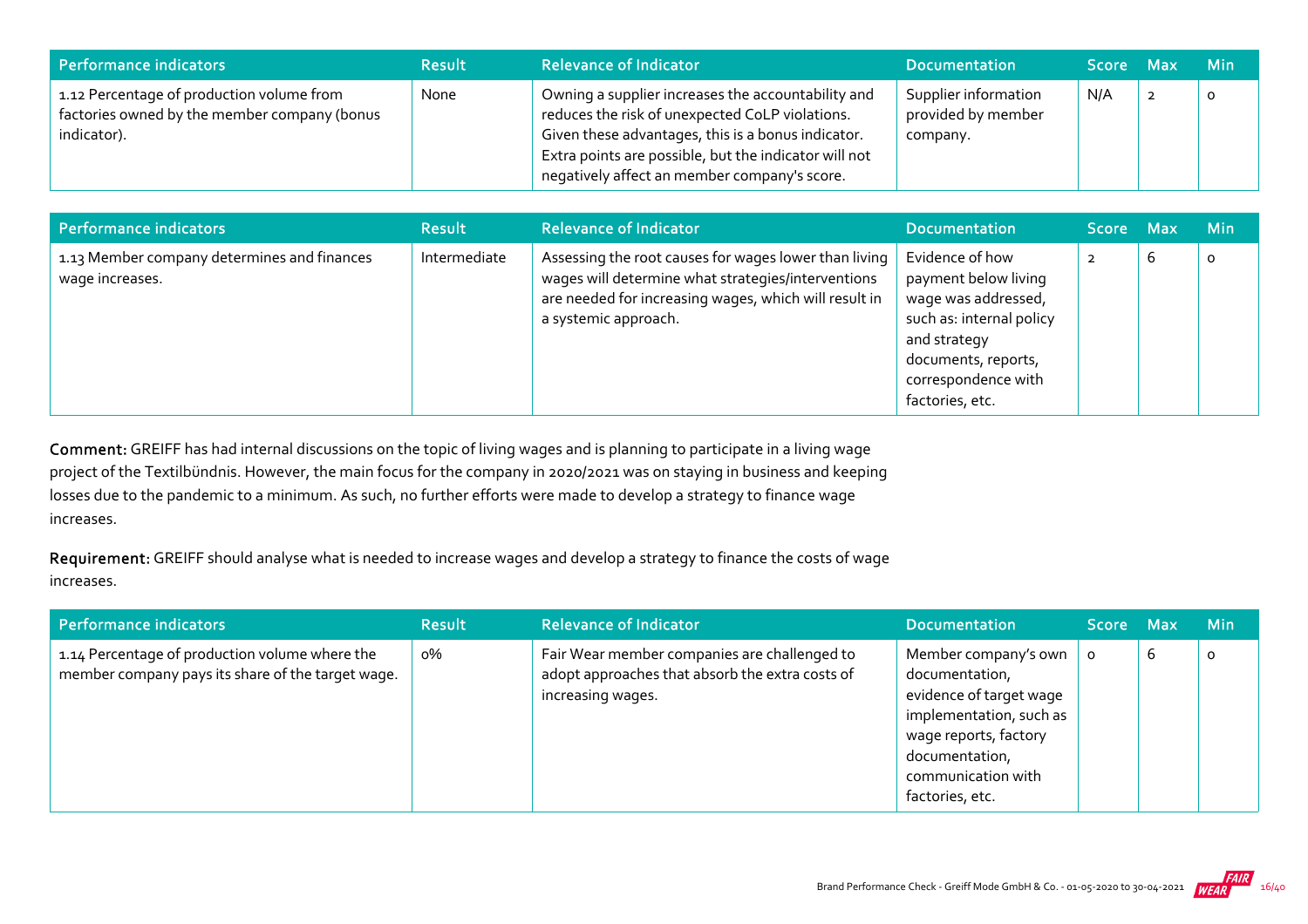| Performance indicators | Result | Relevance of Indicator | Documentation | Score | Max | Min |
| --- | --- | --- | --- | --- | --- | --- |
| 1.12 Percentage of production volume from factories owned by the member company (bonus indicator). | None | Owning a supplier increases the accountability and reduces the risk of unexpected CoLP violations. Given these advantages, this is a bonus indicator. Extra points are possible, but the indicator will not negatively affect an member company's score. | Supplier information provided by member company. | N/A | 2 | 0 |

| Performance indicators | Result | Relevance of Indicator | Documentation | Score | Max | Min |
| --- | --- | --- | --- | --- | --- | --- |
| 1.13 Member company determines and finances wage increases. | Intermediate | Assessing the root causes for wages lower than living wages will determine what strategies/interventions are needed for increasing wages, which will result in a systemic approach. | Evidence of how payment below living wage was addressed, such as: internal policy and strategy documents, reports, correspondence with factories, etc. | 2 | 6 | 0 |

**Comment:** GREIFF has had internal discussions on the topic of living wages and is planning to participate in a living wage project of the Textilbündnis. However, the main focus for the company in 2020/2021 was on staying in business and keeping losses due to the pandemic to a minimum. As such, no further efforts were made to develop a strategy to finance wage increases.

**Requirement:** GREIFF should analyse what is needed to increase wages and develop a strategy to finance the costs of wage increases.

| Performance indicators | Result | Relevance of Indicator | Documentation | Score | Max | Min |
| --- | --- | --- | --- | --- | --- | --- |
| 1.14 Percentage of production volume where the member company pays its share of the target wage. | 0% | Fair Wear member companies are challenged to adopt approaches that absorb the extra costs of increasing wages. | Member company's own documentation, evidence of target wage implementation, such as wage reports, factory documentation, communication with factories, etc. | 0 | 6 | 0 |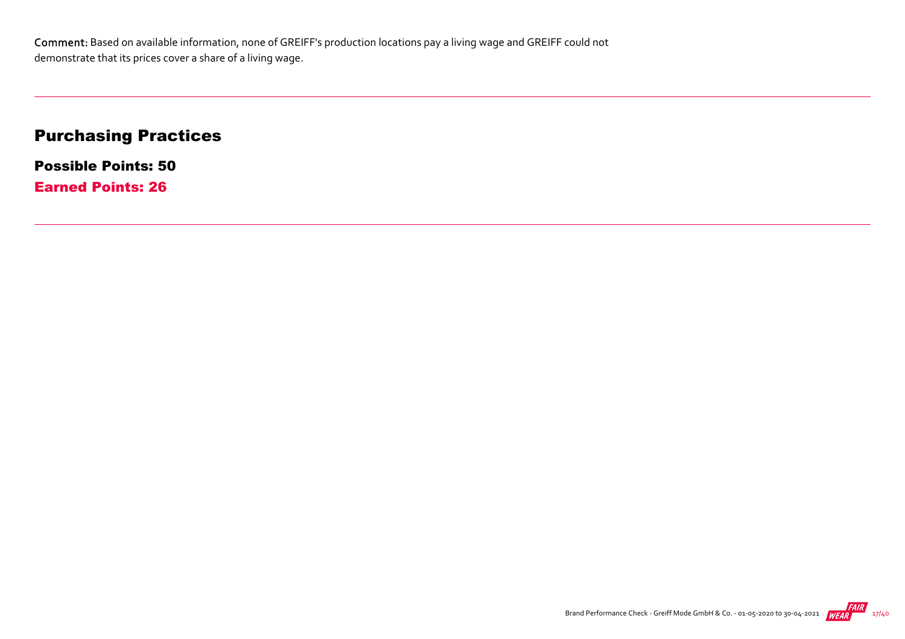**Comment:** Based on available information, none of GREIFF's production locations pay a living wage and GREIFF could not demonstrate that its prices cover a share of a living wage.

## Purchasing Practices

### Possible Points: 50

### Earned Points: 26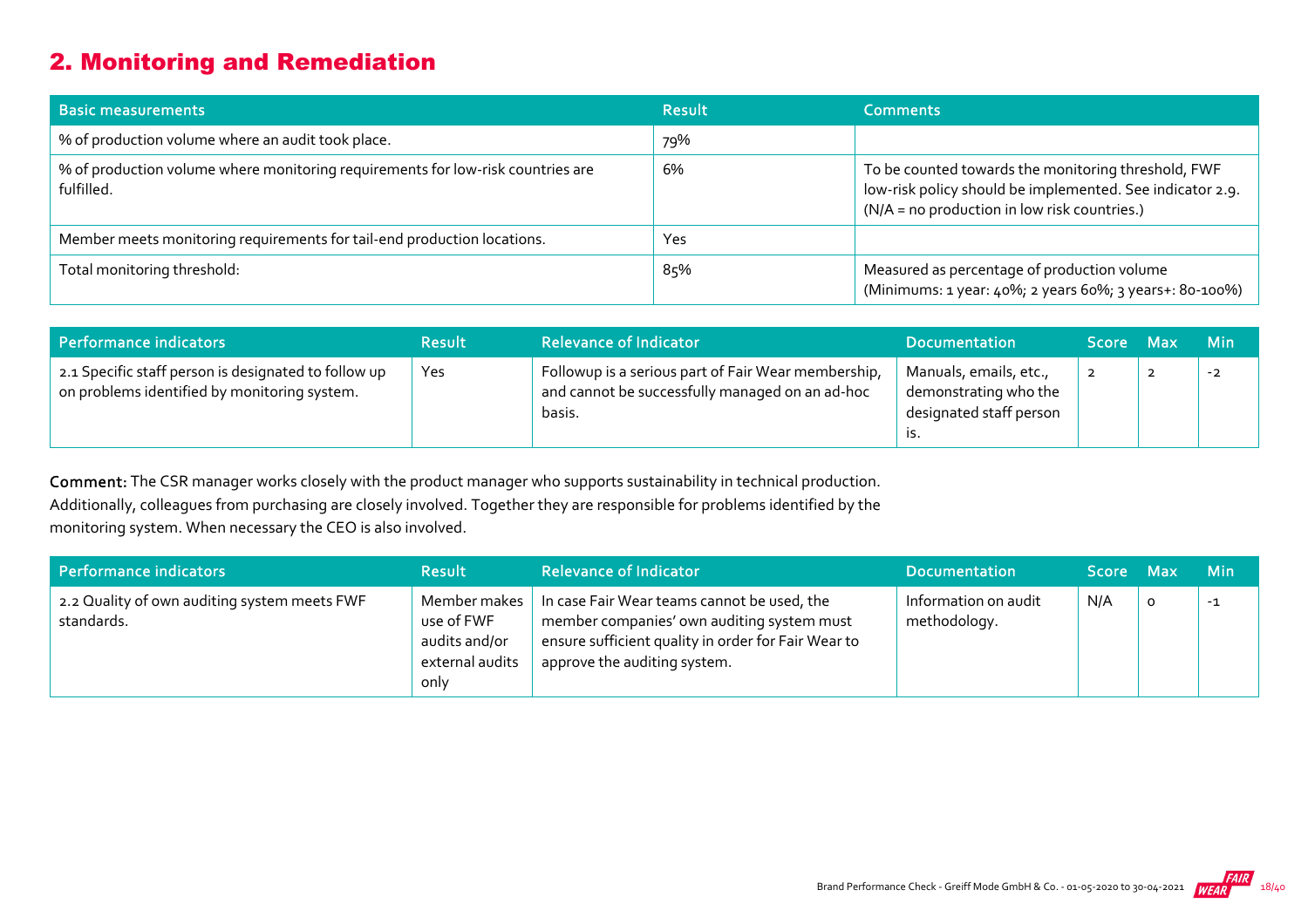## 2. Monitoring and Remediation

| Basic measurements | Result | Comments |
|---|---|---|
| % of production volume where an audit took place. | 79% | |
| % of production volume where monitoring requirements for low-risk countries are fulfilled. | 6% | To be counted towards the monitoring threshold, FWF low-risk policy should be implemented. See indicator 2.9. (N/A = no production in low risk countries.) |
| Member meets monitoring requirements for tail-end production locations. | Yes | |
| Total monitoring threshold: | 85% | Measured as percentage of production volume (Minimums: 1 year: 40%; 2 years 60%; 3 years+: 80-100%) |

| Performance indicators | Result | Relevance of Indicator | Documentation | Score | Max | Min |
|---|---|---|---|---|---|---|
| 2.1 Specific staff person is designated to follow up on problems identified by monitoring system. | Yes | Followup is a serious part of Fair Wear membership, and cannot be successfully managed on an ad-hoc basis. | Manuals, emails, etc., demonstrating who the designated staff person is. | 2 | 2 | -2 |

**Comment:** The CSR manager works closely with the product manager who supports sustainability in technical production. Additionally, colleagues from purchasing are closely involved. Together they are responsible for problems identified by the monitoring system. When necessary the CEO is also involved.

| Performance indicators | Result | Relevance of Indicator | Documentation | Score | Max | Min |
|---|---|---|---|---|---|---|
| 2.2 Quality of own auditing system meets FWF standards. | Member makes use of FWF audits and/or external audits only | In case Fair Wear teams cannot be used, the member companies' own auditing system must ensure sufficient quality in order for Fair Wear to approve the auditing system. | Information on audit methodology. | N/A | 0 | -1 |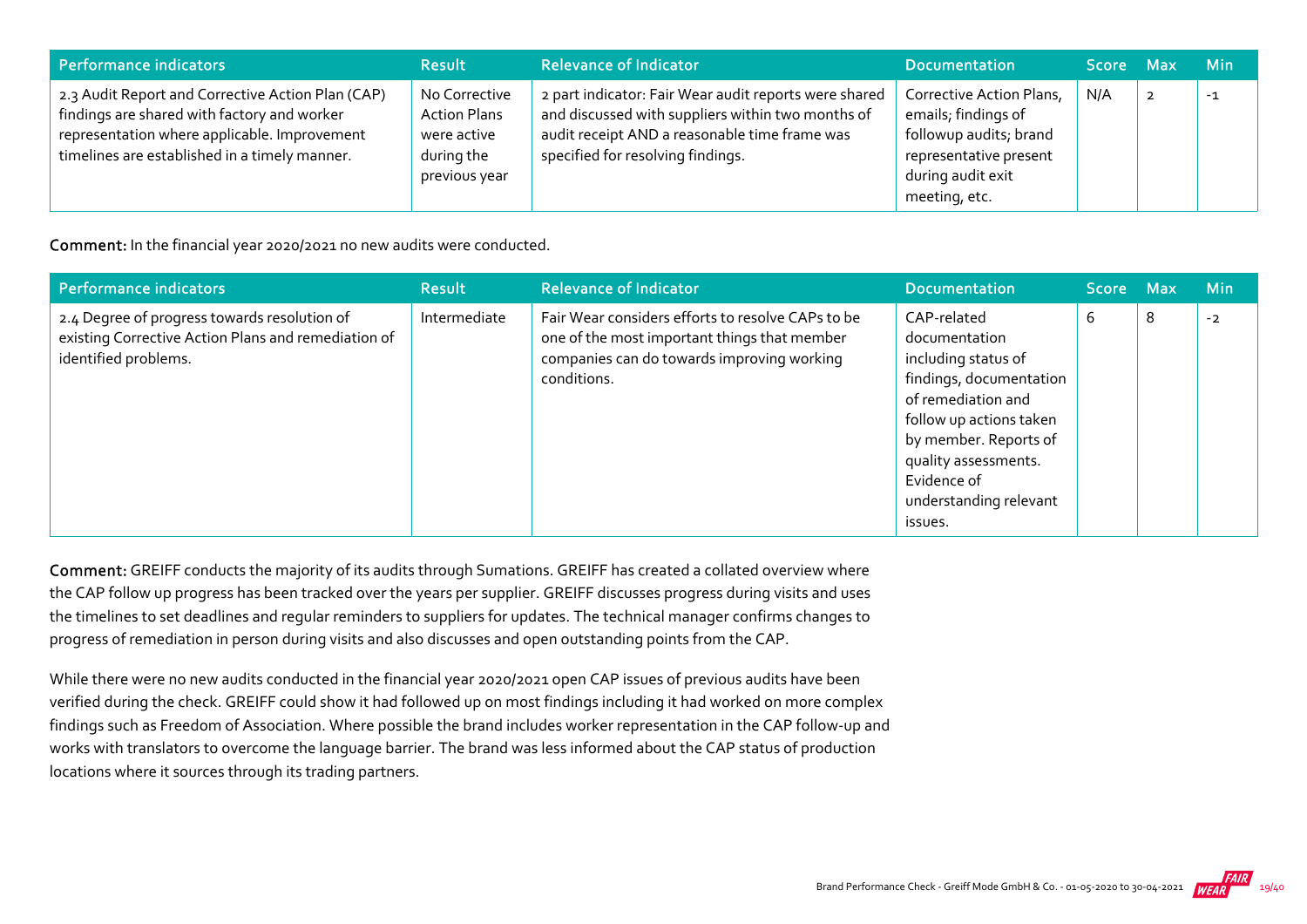| Performance indicators | Result | Relevance of Indicator | Documentation | Score | Max | Min |
| --- | --- | --- | --- | --- | --- | --- |
| 2.3 Audit Report and Corrective Action Plan (CAP) findings are shared with factory and worker representation where applicable. Improvement timelines are established in a timely manner. | No Corrective Action Plans were active during the previous year | 2 part indicator: Fair Wear audit reports were shared and discussed with suppliers within two months of audit receipt AND a reasonable time frame was specified for resolving findings. | Corrective Action Plans, emails; findings of followup audits; brand representative present during audit exit meeting, etc. | N/A | 2 | -1 |

**Comment:** In the financial year 2020/2021 no new audits were conducted.

| Performance indicators | Result | Relevance of Indicator | Documentation | Score | Max | Min |
| --- | --- | --- | --- | --- | --- | --- |
| 2.4 Degree of progress towards resolution of existing Corrective Action Plans and remediation of identified problems. | Intermediate | Fair Wear considers efforts to resolve CAPs to be one of the most important things that member companies can do towards improving working conditions. | CAP-related documentation including status of findings, documentation of remediation and follow up actions taken by member. Reports of quality assessments. Evidence of understanding relevant issues. | 6 | 8 | -2 |

**Comment:** GREIFF conducts the majority of its audits through Sumations. GREIFF has created a collated overview where the CAP follow up progress has been tracked over the years per supplier. GREIFF discusses progress during visits and uses the timelines to set deadlines and regular reminders to suppliers for updates. The technical manager confirms changes to progress of remediation in person during visits and also discusses and open outstanding points from the CAP.

While there were no new audits conducted in the financial year 2020/2021 open CAP issues of previous audits have been verified during the check. GREIFF could show it had followed up on most findings including it had worked on more complex findings such as Freedom of Association. Where possible the brand includes worker representation in the CAP follow-up and works with translators to overcome the language barrier. The brand was less informed about the CAP status of production locations where it sources through its trading partners.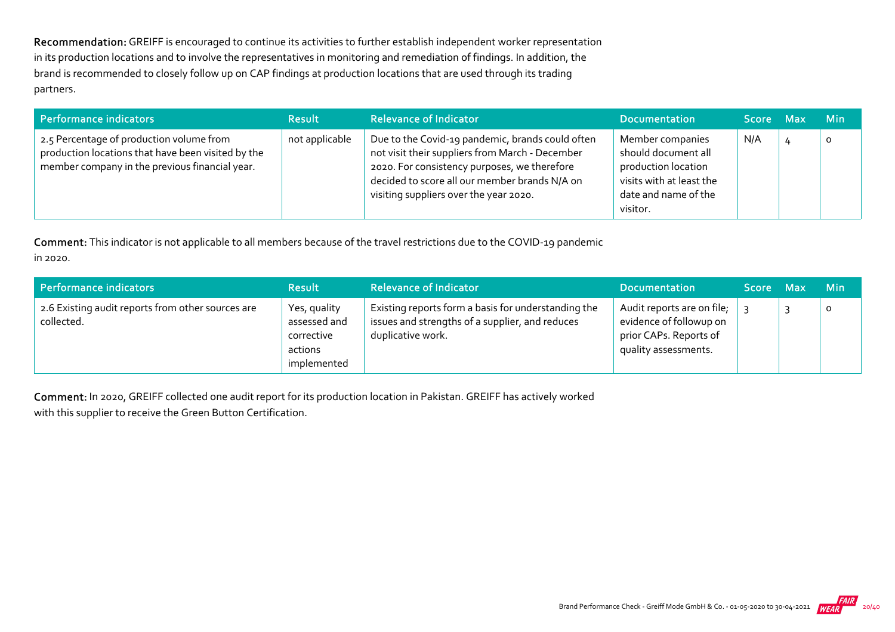**Recommendation:** GREIFF is encouraged to continue its activities to further establish independent worker representation in its production locations and to involve the representatives in monitoring and remediation of findings. In addition, the brand is recommended to closely follow up on CAP findings at production locations that are used through its trading partners.

| Performance indicators | Result | Relevance of Indicator | Documentation | Score | Max | Min |
|---|---|---|---|---|---|---|
| 2.5 Percentage of production volume from production locations that have been visited by the member company in the previous financial year. | not applicable | Due to the Covid-19 pandemic, brands could often not visit their suppliers from March - December 2020. For consistency purposes, we therefore decided to score all our member brands N/A on visiting suppliers over the year 2020. | Member companies should document all production location visits with at least the date and name of the visitor. | N/A | 4 | 0 |

**Comment:** This indicator is not applicable to all members because of the travel restrictions due to the COVID-19 pandemic in 2020.

| Performance indicators | Result | Relevance of Indicator | Documentation | Score | Max | Min |
|---|---|---|---|---|---|---|
| 2.6 Existing audit reports from other sources are collected. | Yes, quality assessed and corrective actions implemented | Existing reports form a basis for understanding the issues and strengths of a supplier, and reduces duplicative work. | Audit reports are on file; evidence of followup on prior CAPs. Reports of quality assessments. | 3 | 3 | 0 |

**Comment:** In 2020, GREIFF collected one audit report for its production location in Pakistan. GREIFF has actively worked with this supplier to receive the Green Button Certification.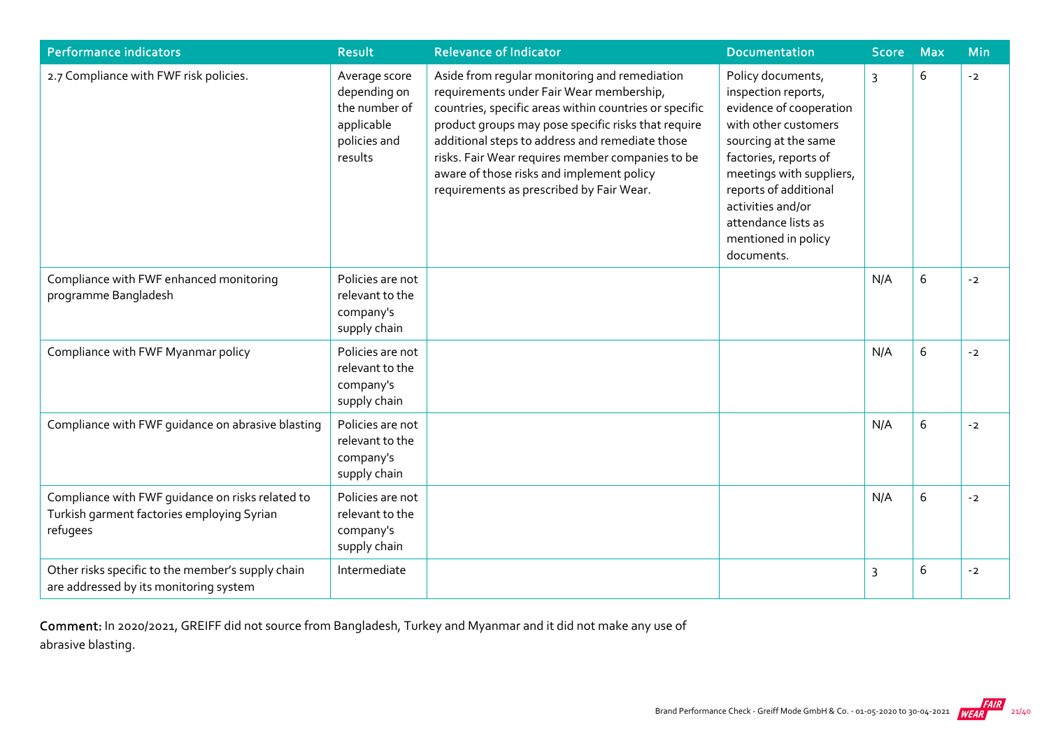| Performance indicators | Result | Relevance of Indicator | Documentation | Score | Max | Min |
|---|---|---|---|---|---|---|
| 2.7 Compliance with FWF risk policies. | Average score depending on the number of applicable policies and results | Aside from regular monitoring and remediation requirements under Fair Wear membership, countries, specific areas within countries or specific product groups may pose specific risks that require additional steps to address and remediate those risks. Fair Wear requires member companies to be aware of those risks and implement policy requirements as prescribed by Fair Wear. | Policy documents, inspection reports, evidence of cooperation with other customers sourcing at the same factories, reports of meetings with suppliers, reports of additional activities and/or attendance lists as mentioned in policy documents. | 3 | 6 | -2 |
| Compliance with FWF enhanced monitoring programme Bangladesh | Policies are not relevant to the company's supply chain | | | N/A | 6 | -2 |
| Compliance with FWF Myanmar policy | Policies are not relevant to the company's supply chain | | | N/A | 6 | -2 |
| Compliance with FWF guidance on abrasive blasting | Policies are not relevant to the company's supply chain | | | N/A | 6 | -2 |
| Compliance with FWF guidance on risks related to Turkish garment factories employing Syrian refugees | Policies are not relevant to the company's supply chain | | | N/A | 6 | -2 |
| Other risks specific to the member's supply chain are addressed by its monitoring system | Intermediate | | | 3 | 6 | -2 |

**Comment:** In 2020/2021, GREIFF did not source from Bangladesh, Turkey and Myanmar and it did not make any use of abrasive blasting.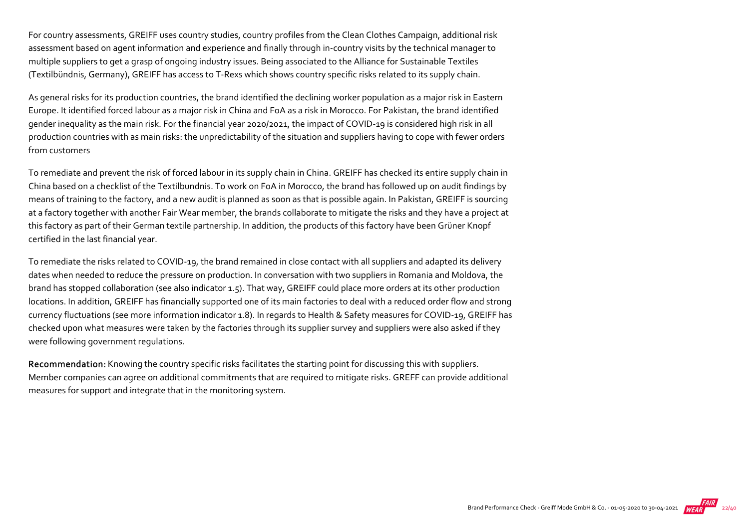For country assessments, GREIFF uses country studies, country profiles from the Clean Clothes Campaign, additional risk assessment based on agent information and experience and finally through in-country visits by the technical manager to multiple suppliers to get a grasp of ongoing industry issues. Being associated to the Alliance for Sustainable Textiles (Textilbündnis, Germany), GREIFF has access to T-Rexs which shows country specific risks related to its supply chain.

As general risks for its production countries, the brand identified the declining worker population as a major risk in Eastern Europe. It identified forced labour as a major risk in China and FoA as a risk in Morocco. For Pakistan, the brand identified gender inequality as the main risk. For the financial year 2020/2021, the impact of COVID-19 is considered high risk in all production countries with as main risks: the unpredictability of the situation and suppliers having to cope with fewer orders from customers

To remediate and prevent the risk of forced labour in its supply chain in China. GREIFF has checked its entire supply chain in China based on a checklist of the Textilbundnis. To work on FoA in Morocco, the brand has followed up on audit findings by means of training to the factory, and a new audit is planned as soon as that is possible again. In Pakistan, GREIFF is sourcing at a factory together with another Fair Wear member, the brands collaborate to mitigate the risks and they have a project at this factory as part of their German textile partnership. In addition, the products of this factory have been Grüner Knopf certified in the last financial year.

To remediate the risks related to COVID-19, the brand remained in close contact with all suppliers and adapted its delivery dates when needed to reduce the pressure on production. In conversation with two suppliers in Romania and Moldova, the brand has stopped collaboration (see also indicator 1.5). That way, GREIFF could place more orders at its other production locations. In addition, GREIFF has financially supported one of its main factories to deal with a reduced order flow and strong currency fluctuations (see more information indicator 1.8). In regards to Health & Safety measures for COVID-19, GREIFF has checked upon what measures were taken by the factories through its supplier survey and suppliers were also asked if they were following government regulations.

**Recommendation:** Knowing the country specific risks facilitates the starting point for discussing this with suppliers. Member companies can agree on additional commitments that are required to mitigate risks. GREFF can provide additional measures for support and integrate that in the monitoring system.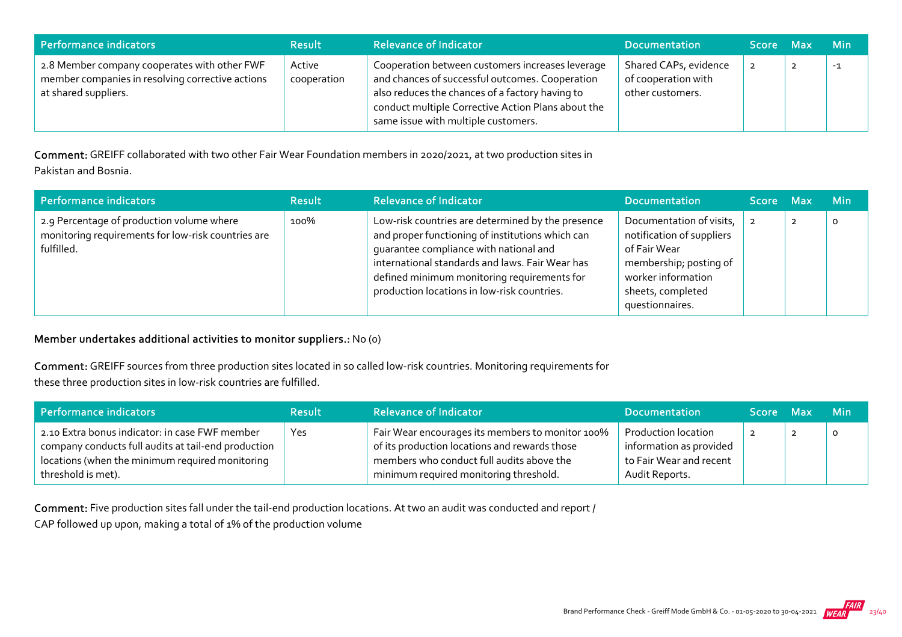| Performance indicators | Result | Relevance of Indicator | Documentation | Score | Max | Min |
|---|---|---|---|---|---|---|
| 2.8 Member company cooperates with other FWF member companies in resolving corrective actions at shared suppliers. | Active cooperation | Cooperation between customers increases leverage and chances of successful outcomes. Cooperation also reduces the chances of a factory having to conduct multiple Corrective Action Plans about the same issue with multiple customers. | Shared CAPs, evidence of cooperation with other customers. | 2 | 2 | -1 |

**Comment:** GREIFF collaborated with two other Fair Wear Foundation members in 2020/2021, at two production sites in Pakistan and Bosnia.

| Performance indicators | Result | Relevance of Indicator | Documentation | Score | Max | Min |
|---|---|---|---|---|---|---|
| 2.9 Percentage of production volume where monitoring requirements for low-risk countries are fulfilled. | 100% | Low-risk countries are determined by the presence and proper functioning of institutions which can guarantee compliance with national and international standards and laws. Fair Wear has defined minimum monitoring requirements for production locations in low-risk countries. | Documentation of visits, notification of suppliers of Fair Wear membership; posting of worker information sheets, completed questionnaires. | 2 | 2 | 0 |

**Member undertakes additional activities to monitor suppliers.:** No (0)

**Comment:** GREIFF sources from three production sites located in so called low-risk countries. Monitoring requirements for these three production sites in low-risk countries are fulfilled.

| Performance indicators | Result | Relevance of Indicator | Documentation | Score | Max | Min |
|---|---|---|---|---|---|---|
| 2.10 Extra bonus indicator: in case FWF member company conducts full audits at tail-end production locations (when the minimum required monitoring threshold is met). | Yes | Fair Wear encourages its members to monitor 100% of its production locations and rewards those members who conduct full audits above the minimum required monitoring threshold. | Production location information as provided to Fair Wear and recent Audit Reports. | 2 | 2 | 0 |

**Comment:** Five production sites fall under the tail-end production locations. At two an audit was conducted and report / CAP followed up upon, making a total of 1% of the production volume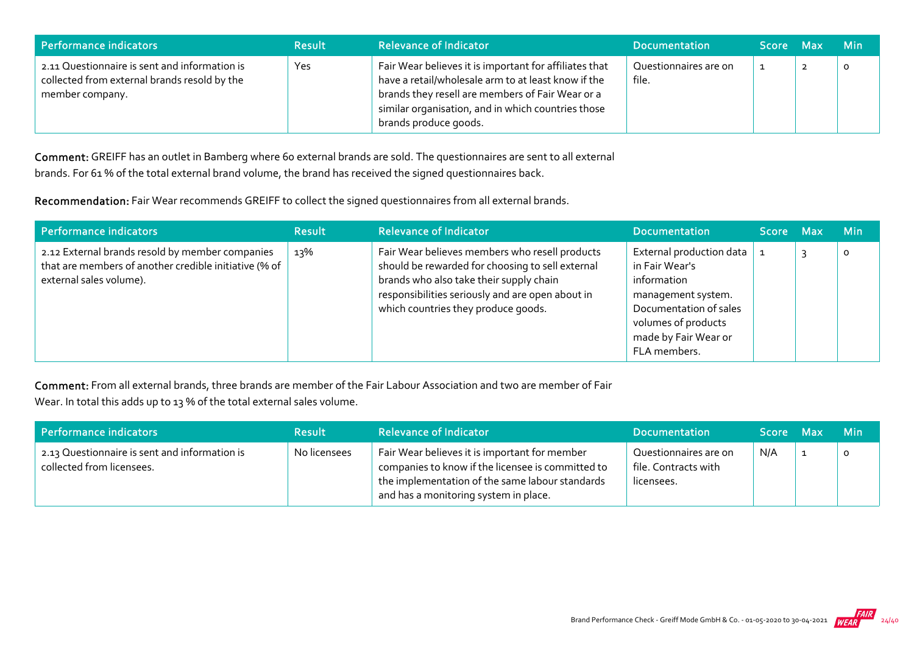| Performance indicators | Result | Relevance of Indicator | Documentation | Score | Max | Min |
|---|---|---|---|---|---|---|
| 2.11 Questionnaire is sent and information is collected from external brands resold by the member company. | Yes | Fair Wear believes it is important for affiliates that have a retail/wholesale arm to at least know if the brands they resell are members of Fair Wear or a similar organisation, and in which countries those brands produce goods. | Questionnaires are on file. | 1 | 2 | 0 |

**Comment:** GREIFF has an outlet in Bamberg where 60 external brands are sold. The questionnaires are sent to all external brands. For 61 % of the total external brand volume, the brand has received the signed questionnaires back.

**Recommendation:** Fair Wear recommends GREIFF to collect the signed questionnaires from all external brands.

| Performance indicators | Result | Relevance of Indicator | Documentation | Score | Max | Min |
|---|---|---|---|---|---|---|
| 2.12 External brands resold by member companies that are members of another credible initiative (% of external sales volume). | 13% | Fair Wear believes members who resell products should be rewarded for choosing to sell external brands who also take their supply chain responsibilities seriously and are open about in which countries they produce goods. | External production data in Fair Wear's information management system. Documentation of sales volumes of products made by Fair Wear or FLA members. | 1 | 3 | 0 |

**Comment:** From all external brands, three brands are member of the Fair Labour Association and two are member of Fair Wear. In total this adds up to 13 % of the total external sales volume.

| Performance indicators | Result | Relevance of Indicator | Documentation | Score | Max | Min |
|---|---|---|---|---|---|---|
| 2.13 Questionnaire is sent and information is collected from licensees. | No licensees | Fair Wear believes it is important for member companies to know if the licensee is committed to the implementation of the same labour standards and has a monitoring system in place. | Questionnaires are on file. Contracts with licensees. | N/A | 1 | 0 |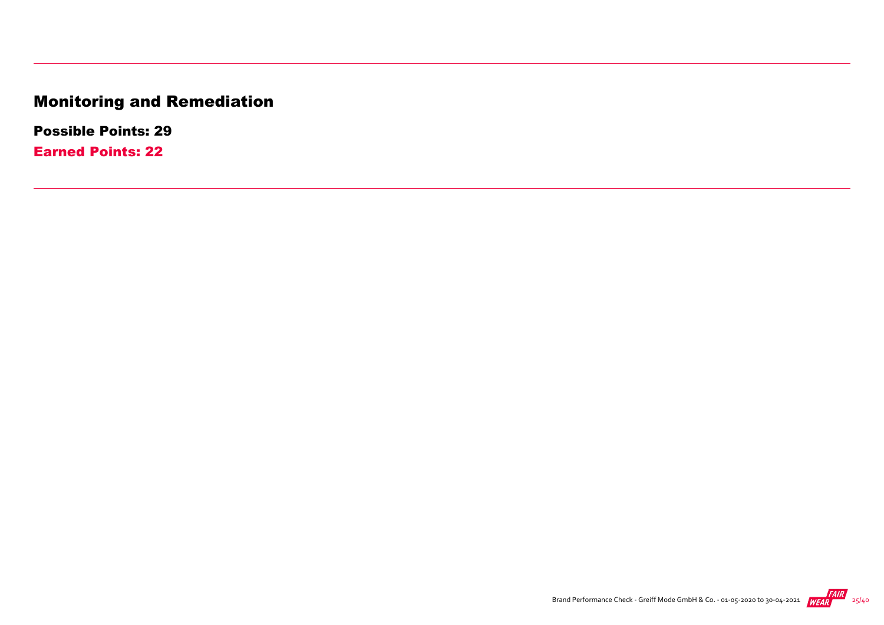# Monitoring and Remediation

**Possible Points: 29**

**Earned Points: 22**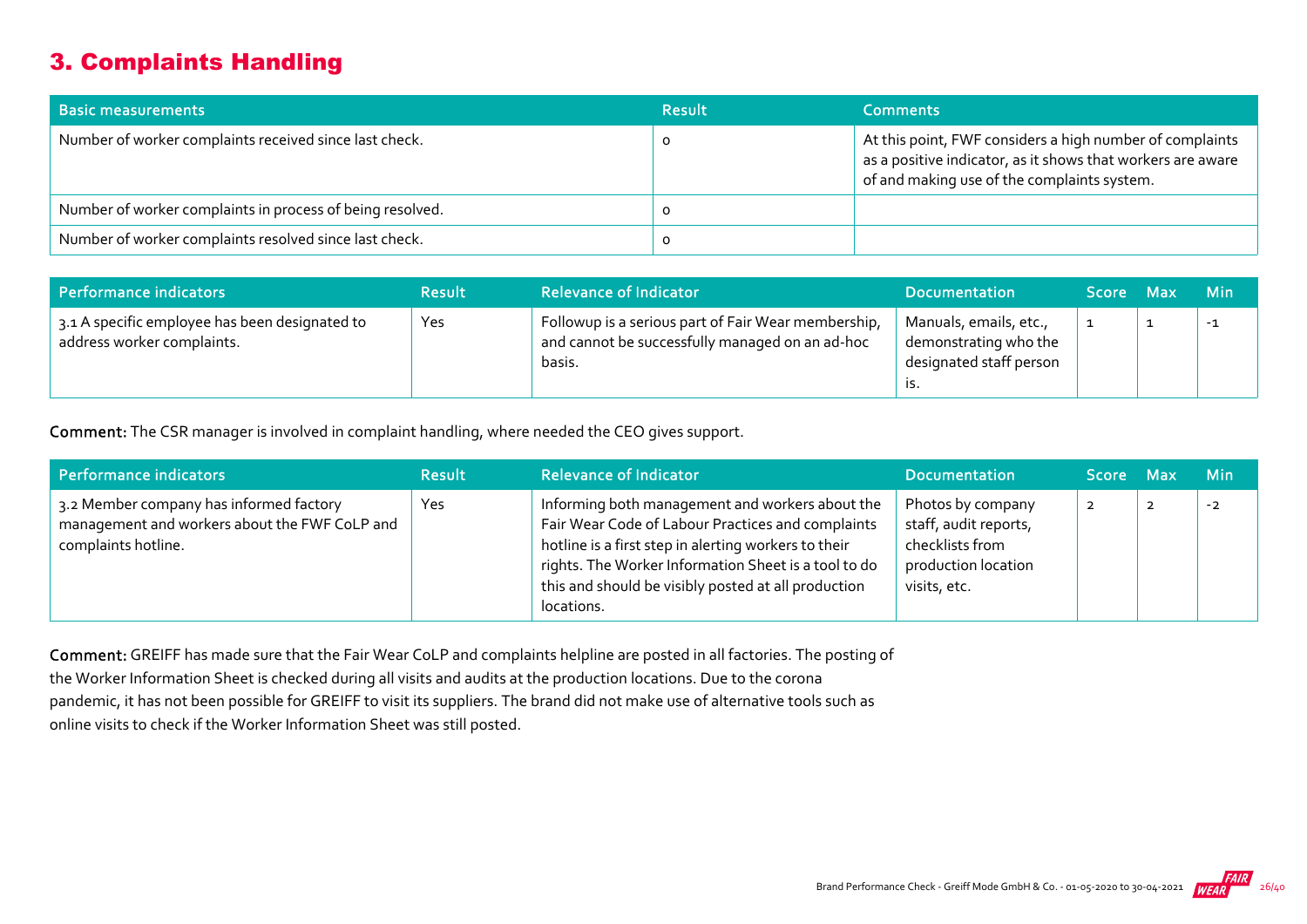## 3. Complaints Handling

| Basic measurements | Result | Comments |
|---|---|---|
| Number of worker complaints received since last check. | 0 | At this point, FWF considers a high number of complaints as a positive indicator, as it shows that workers are aware of and making use of the complaints system. |
| Number of worker complaints in process of being resolved. | 0 | |
| Number of worker complaints resolved since last check. | 0 | |

| Performance indicators | Result | Relevance of Indicator | Documentation | Score | Max | Min |
|---|---|---|---|---|---|---|
| 3.1 A specific employee has been designated to address worker complaints. | Yes | Followup is a serious part of Fair Wear membership, and cannot be successfully managed on an ad-hoc basis. | Manuals, emails, etc., demonstrating who the designated staff person is. | 1 | 1 | -1 |

**Comment:** The CSR manager is involved in complaint handling, where needed the CEO gives support.

| Performance indicators | Result | Relevance of Indicator | Documentation | Score | Max | Min |
|---|---|---|---|---|---|---|
| 3.2 Member company has informed factory management and workers about the FWF CoLP and complaints hotline. | Yes | Informing both management and workers about the Fair Wear Code of Labour Practices and complaints hotline is a first step in alerting workers to their rights. The Worker Information Sheet is a tool to do this and should be visibly posted at all production locations. | Photos by company staff, audit reports, checklists from production location visits, etc. | 2 | 2 | -2 |

**Comment:** GREIFF has made sure that the Fair Wear CoLP and complaints helpline are posted in all factories. The posting of the Worker Information Sheet is checked during all visits and audits at the production locations. Due to the corona pandemic, it has not been possible for GREIFF to visit its suppliers. The brand did not make use of alternative tools such as online visits to check if the Worker Information Sheet was still posted.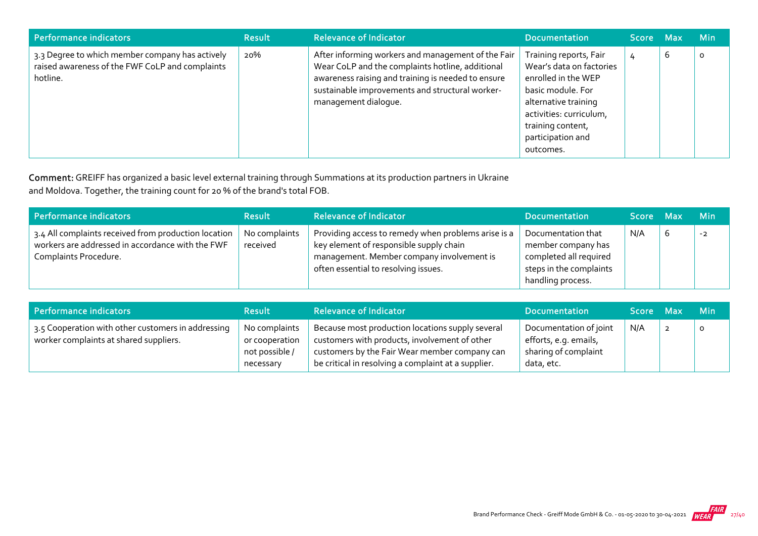| Performance indicators | Result | Relevance of Indicator | Documentation | Score | Max | Min |
| --- | --- | --- | --- | --- | --- | --- |
| 3.3 Degree to which member company has actively raised awareness of the FWF CoLP and complaints hotline. | 20% | After informing workers and management of the Fair Wear CoLP and the complaints hotline, additional awareness raising and training is needed to ensure sustainable improvements and structural worker-management dialogue. | Training reports, Fair Wear's data on factories enrolled in the WEP basic module. For alternative training activities: curriculum, training content, participation and outcomes. | 4 | 6 | 0 |

**Comment:** GREIFF has organized a basic level external training through Summations at its production partners in Ukraine and Moldova. Together, the training count for 20 % of the brand's total FOB.

| Performance indicators | Result | Relevance of Indicator | Documentation | Score | Max | Min |
| --- | --- | --- | --- | --- | --- | --- |
| 3.4 All complaints received from production location workers are addressed in accordance with the FWF Complaints Procedure. | No complaints received | Providing access to remedy when problems arise is a key element of responsible supply chain management. Member company involvement is often essential to resolving issues. | Documentation that member company has completed all required steps in the complaints handling process. | N/A | 6 | -2 |

| Performance indicators | Result | Relevance of Indicator | Documentation | Score | Max | Min |
| --- | --- | --- | --- | --- | --- | --- |
| 3.5 Cooperation with other customers in addressing worker complaints at shared suppliers. | No complaints or cooperation not possible / necessary | Because most production locations supply several customers with products, involvement of other customers by the Fair Wear member company can be critical in resolving a complaint at a supplier. | Documentation of joint efforts, e.g. emails, sharing of complaint data, etc. | N/A | 2 | 0 |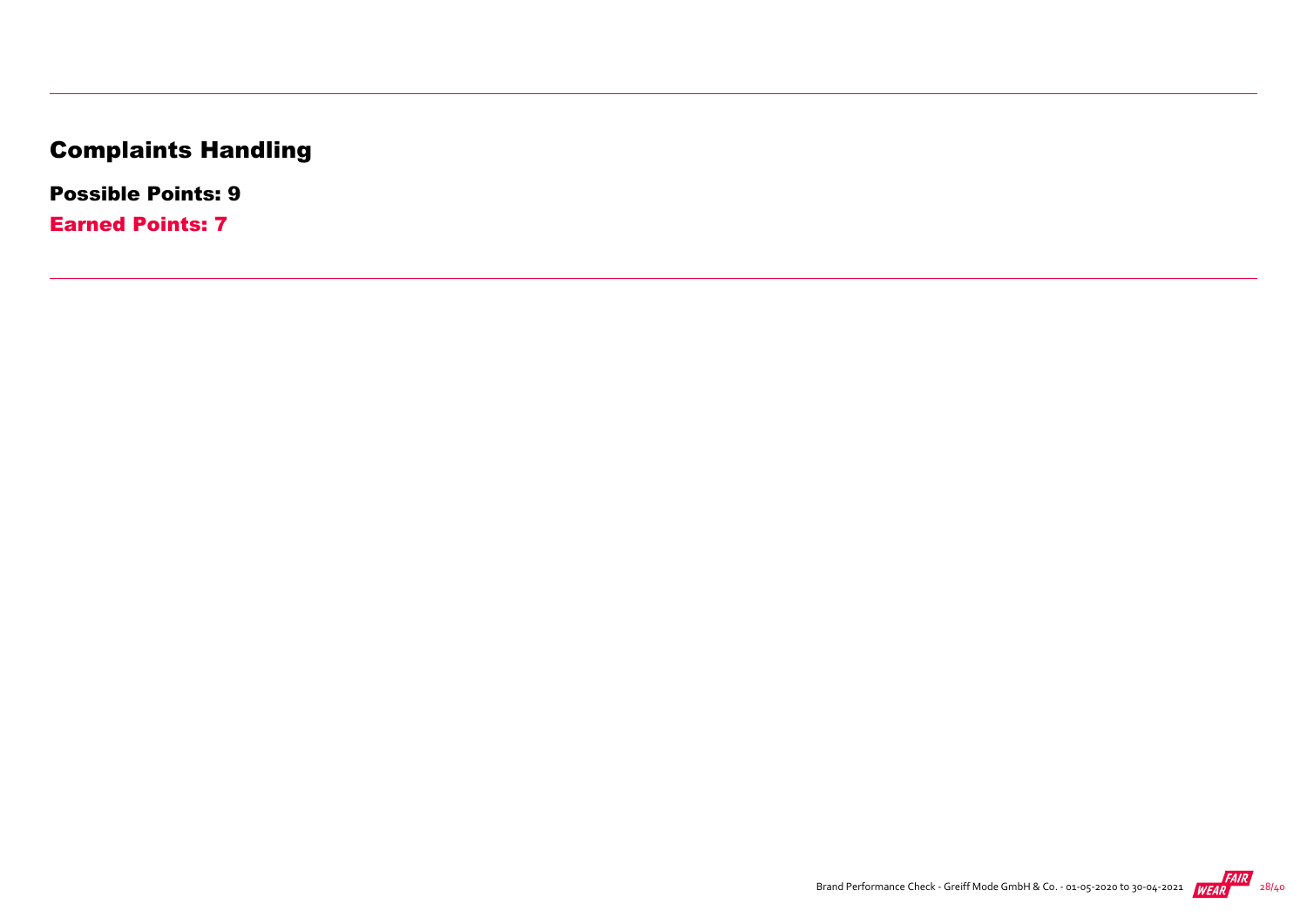# Complaints Handling

**Possible Points: 9**

**Earned Points: 7**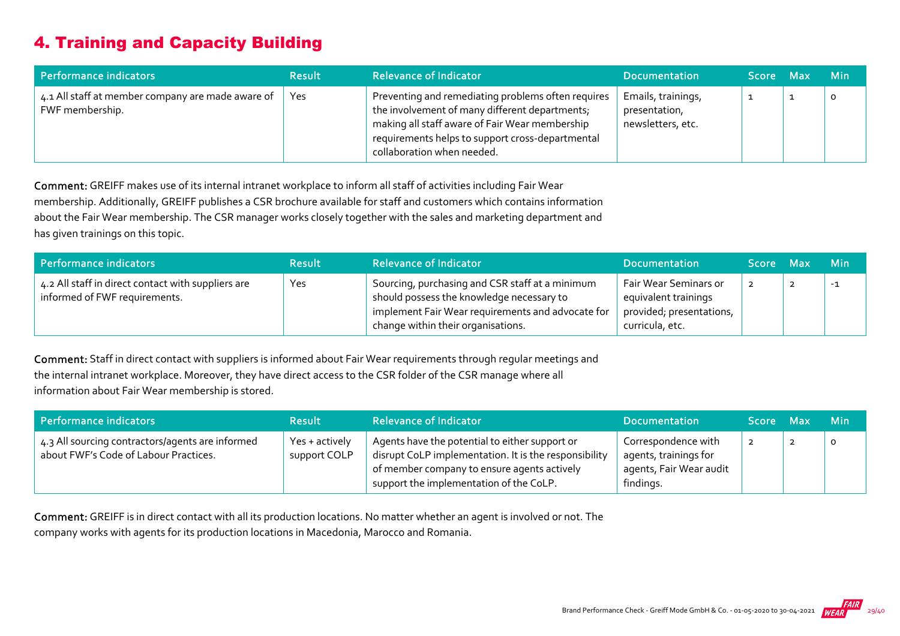# 4. Training and Capacity Building

| Performance indicators | Result | Relevance of Indicator | Documentation | Score | Max | Min |
|---|---|---|---|---|---|---|
| 4.1 All staff at member company are made aware of FWF membership. | Yes | Preventing and remediating problems often requires the involvement of many different departments; making all staff aware of Fair Wear membership requirements helps to support cross-departmental collaboration when needed. | Emails, trainings, presentation, newsletters, etc. | 1 | 1 | 0 |

**Comment:** GREIFF makes use of its internal intranet workplace to inform all staff of activities including Fair Wear membership. Additionally, GREIFF publishes a CSR brochure available for staff and customers which contains information about the Fair Wear membership. The CSR manager works closely together with the sales and marketing department and has given trainings on this topic.

| Performance indicators | Result | Relevance of Indicator | Documentation | Score | Max | Min |
|---|---|---|---|---|---|---|
| 4.2 All staff in direct contact with suppliers are informed of FWF requirements. | Yes | Sourcing, purchasing and CSR staff at a minimum should possess the knowledge necessary to implement Fair Wear requirements and advocate for change within their organisations. | Fair Wear Seminars or equivalent trainings provided; presentations, curricula, etc. | 2 | 2 | -1 |

**Comment:** Staff in direct contact with suppliers is informed about Fair Wear requirements through regular meetings and the internal intranet workplace. Moreover, they have direct access to the CSR folder of the CSR manage where all information about Fair Wear membership is stored.

| Performance indicators | Result | Relevance of Indicator | Documentation | Score | Max | Min |
|---|---|---|---|---|---|---|
| 4.3 All sourcing contractors/agents are informed about FWF's Code of Labour Practices. | Yes + actively support COLP | Agents have the potential to either support or disrupt CoLP implementation. It is the responsibility of member company to ensure agents actively support the implementation of the CoLP. | Correspondence with agents, trainings for agents, Fair Wear audit findings. | 2 | 2 | 0 |

**Comment:** GREIFF is in direct contact with all its production locations. No matter whether an agent is involved or not. The company works with agents for its production locations in Macedonia, Marocco and Romania.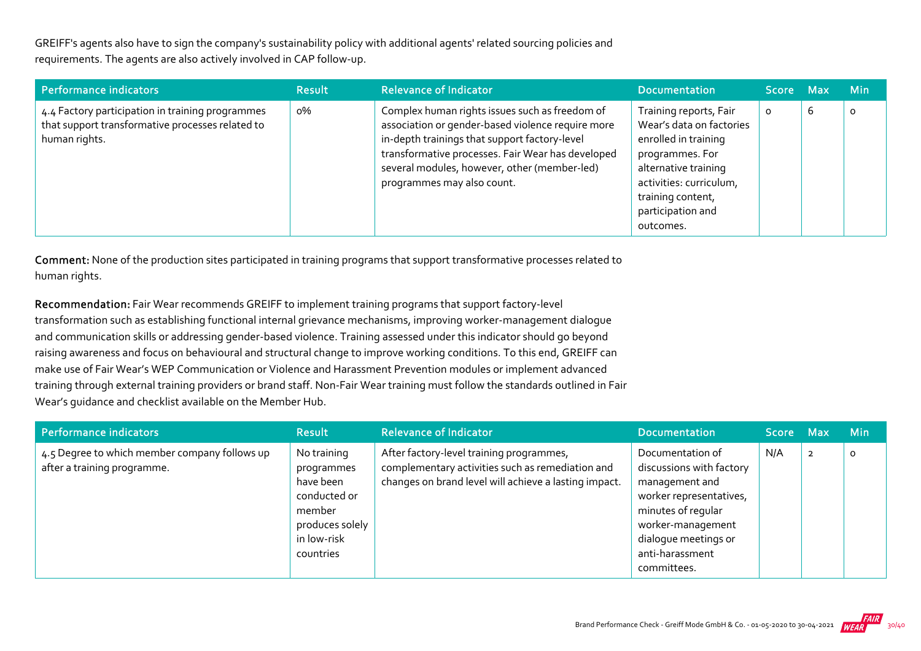GREIFF's agents also have to sign the company's sustainability policy with additional agents' related sourcing policies and requirements. The agents are also actively involved in CAP follow-up.

| Performance indicators | Result | Relevance of Indicator | Documentation | Score | Max | Min |
|---|---|---|---|---|---|---|
| 4.4 Factory participation in training programmes that support transformative processes related to human rights. | 0% | Complex human rights issues such as freedom of association or gender-based violence require more in-depth trainings that support factory-level transformative processes. Fair Wear has developed several modules, however, other (member-led) programmes may also count. | Training reports, Fair Wear's data on factories enrolled in training programmes. For alternative training activities: curriculum, training content, participation and outcomes. | 0 | 6 | 0 |

**Comment:** None of the production sites participated in training programs that support transformative processes related to human rights.

**Recommendation:** Fair Wear recommends GREIFF to implement training programs that support factory-level transformation such as establishing functional internal grievance mechanisms, improving worker-management dialogue and communication skills or addressing gender-based violence. Training assessed under this indicator should go beyond raising awareness and focus on behavioural and structural change to improve working conditions. To this end, GREIFF can make use of Fair Wear's WEP Communication or Violence and Harassment Prevention modules or implement advanced training through external training providers or brand staff. Non-Fair Wear training must follow the standards outlined in Fair Wear's guidance and checklist available on the Member Hub.

| Performance indicators | Result | Relevance of Indicator | Documentation | Score | Max | Min |
|---|---|---|---|---|---|---|
| 4.5 Degree to which member company follows up after a training programme. | No training programmes have been conducted or member produces solely in low-risk countries | After factory-level training programmes, complementary activities such as remediation and changes on brand level will achieve a lasting impact. | Documentation of discussions with factory management and worker representatives, minutes of regular worker-management dialogue meetings or anti-harassment committees. | N/A | 2 | 0 |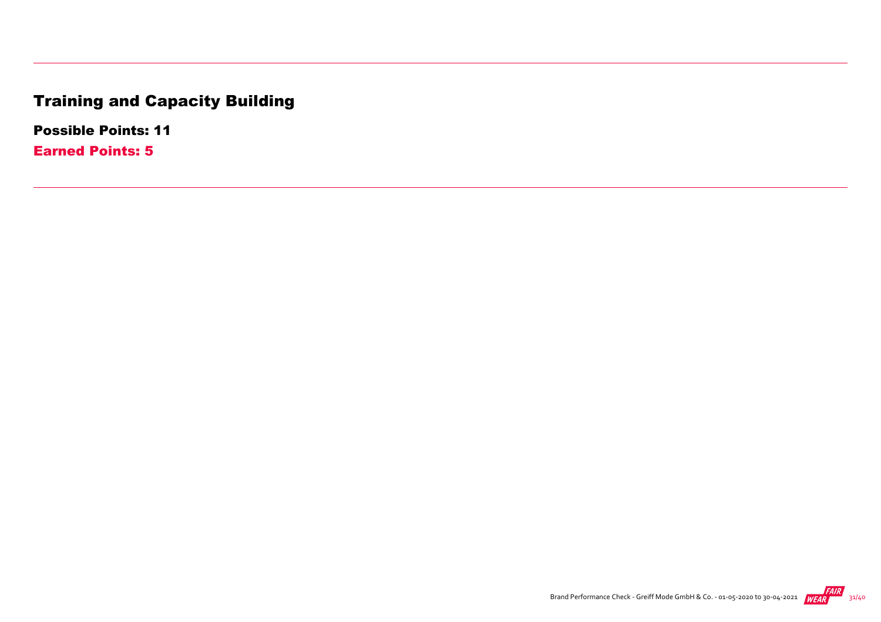# Training and Capacity Building

**Possible Points: 11**

**Earned Points: 5**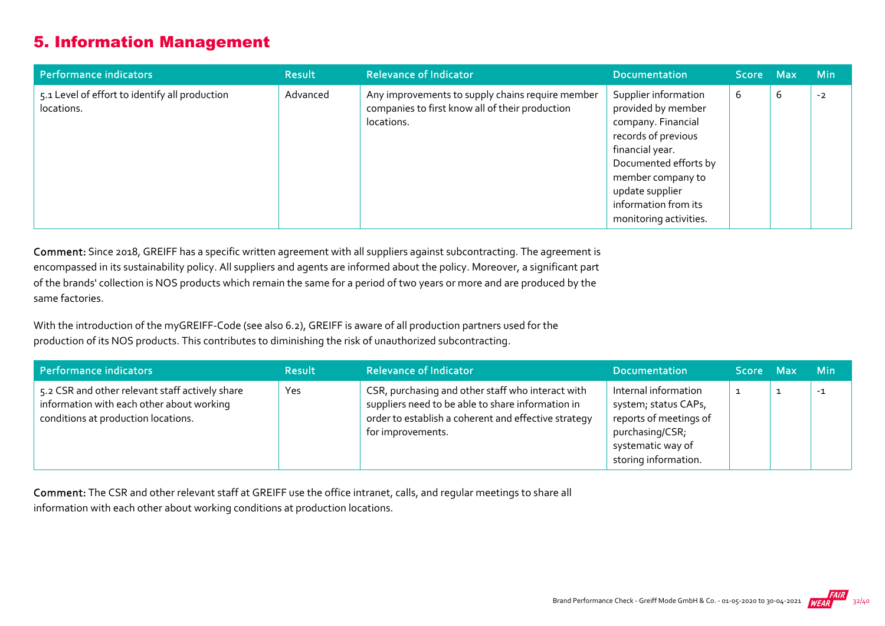## 5. Information Management

| Performance indicators | Result | Relevance of Indicator | Documentation | Score | Max | Min |
|---|---|---|---|---|---|---|
| 5.1 Level of effort to identify all production locations. | Advanced | Any improvements to supply chains require member companies to first know all of their production locations. | Supplier information provided by member company. Financial records of previous financial year. Documented efforts by member company to update supplier information from its monitoring activities. | 6 | 6 | -2 |

**Comment:** Since 2018, GREIFF has a specific written agreement with all suppliers against subcontracting. The agreement is encompassed in its sustainability policy. All suppliers and agents are informed about the policy. Moreover, a significant part of the brands' collection is NOS products which remain the same for a period of two years or more and are produced by the same factories.

With the introduction of the myGREIFF-Code (see also 6.2), GREIFF is aware of all production partners used for the production of its NOS products. This contributes to diminishing the risk of unauthorized subcontracting.

| Performance indicators | Result | Relevance of Indicator | Documentation | Score | Max | Min |
|---|---|---|---|---|---|---|
| 5.2 CSR and other relevant staff actively share information with each other about working conditions at production locations. | Yes | CSR, purchasing and other staff who interact with suppliers need to be able to share information in order to establish a coherent and effective strategy for improvements. | Internal information system; status CAPs, reports of meetings of purchasing/CSR; systematic way of storing information. | 1 | 1 | -1 |

**Comment:** The CSR and other relevant staff at GREIFF use the office intranet, calls, and regular meetings to share all information with each other about working conditions at production locations.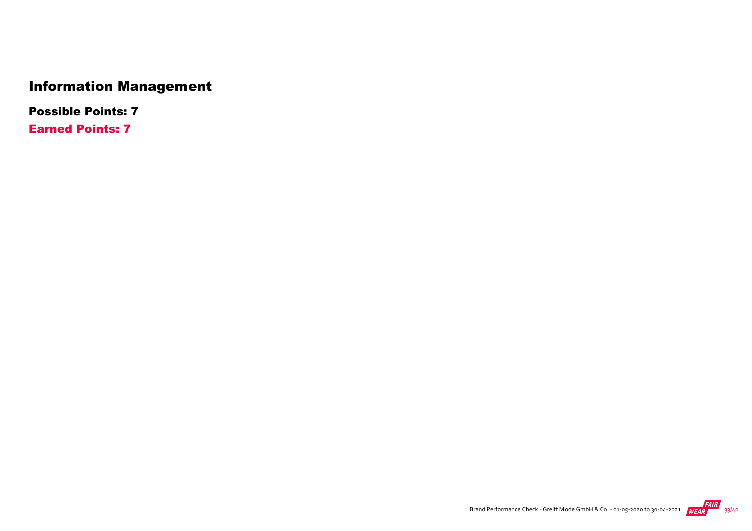# Information Management

**Possible Points: 7**

**Earned Points: 7**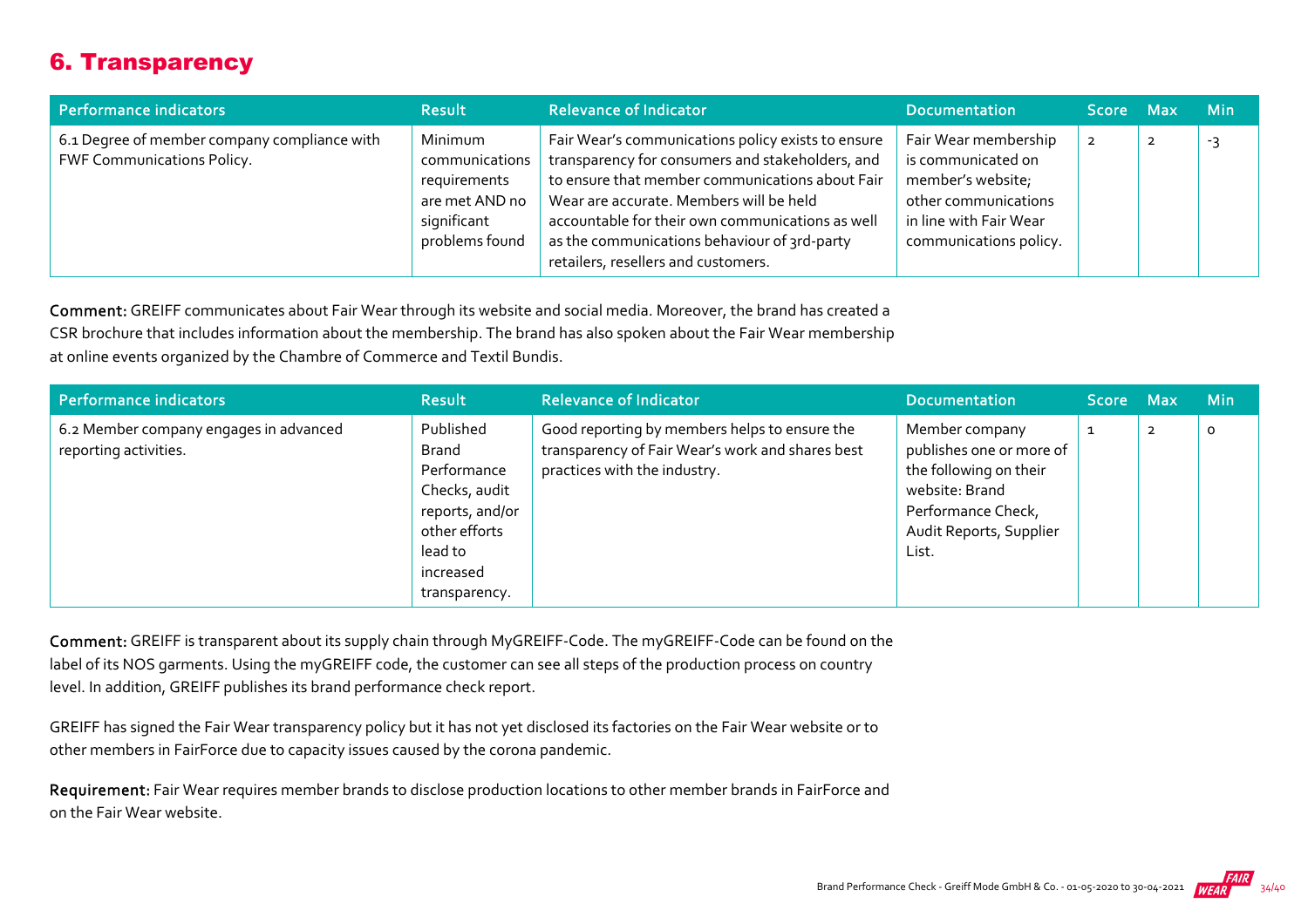## 6. Transparency

| Performance indicators | Result | Relevance of Indicator | Documentation | Score | Max | Min |
|---|---|---|---|---|---|---|
| 6.1 Degree of member company compliance with FWF Communications Policy. | Minimum communications requirements are met AND no significant problems found | Fair Wear's communications policy exists to ensure transparency for consumers and stakeholders, and to ensure that member communications about Fair Wear are accurate. Members will be held accountable for their own communications as well as the communications behaviour of 3rd-party retailers, resellers and customers. | Fair Wear membership is communicated on member's website; other communications in line with Fair Wear communications policy. | 2 | 2 | -3 |

**Comment:** GREIFF communicates about Fair Wear through its website and social media. Moreover, the brand has created a CSR brochure that includes information about the membership. The brand has also spoken about the Fair Wear membership at online events organized by the Chambre of Commerce and Textil Bundis.

| Performance indicators | Result | Relevance of Indicator | Documentation | Score | Max | Min |
|---|---|---|---|---|---|---|
| 6.2 Member company engages in advanced reporting activities. | Published Brand Performance Checks, audit reports, and/or other efforts lead to increased transparency. | Good reporting by members helps to ensure the transparency of Fair Wear's work and shares best practices with the industry. | Member company publishes one or more of the following on their website: Brand Performance Check, Audit Reports, Supplier List. | 1 | 2 | 0 |

**Comment:** GREIFF is transparent about its supply chain through MyGREIFF-Code. The myGREIFF-Code can be found on the label of its NOS garments. Using the myGREIFF code, the customer can see all steps of the production process on country level. In addition, GREIFF publishes its brand performance check report.

GREIFF has signed the Fair Wear transparency policy but it has not yet disclosed its factories on the Fair Wear website or to other members in FairForce due to capacity issues caused by the corona pandemic.

**Requirement:** Fair Wear requires member brands to disclose production locations to other member brands in FairForce and on the Fair Wear website.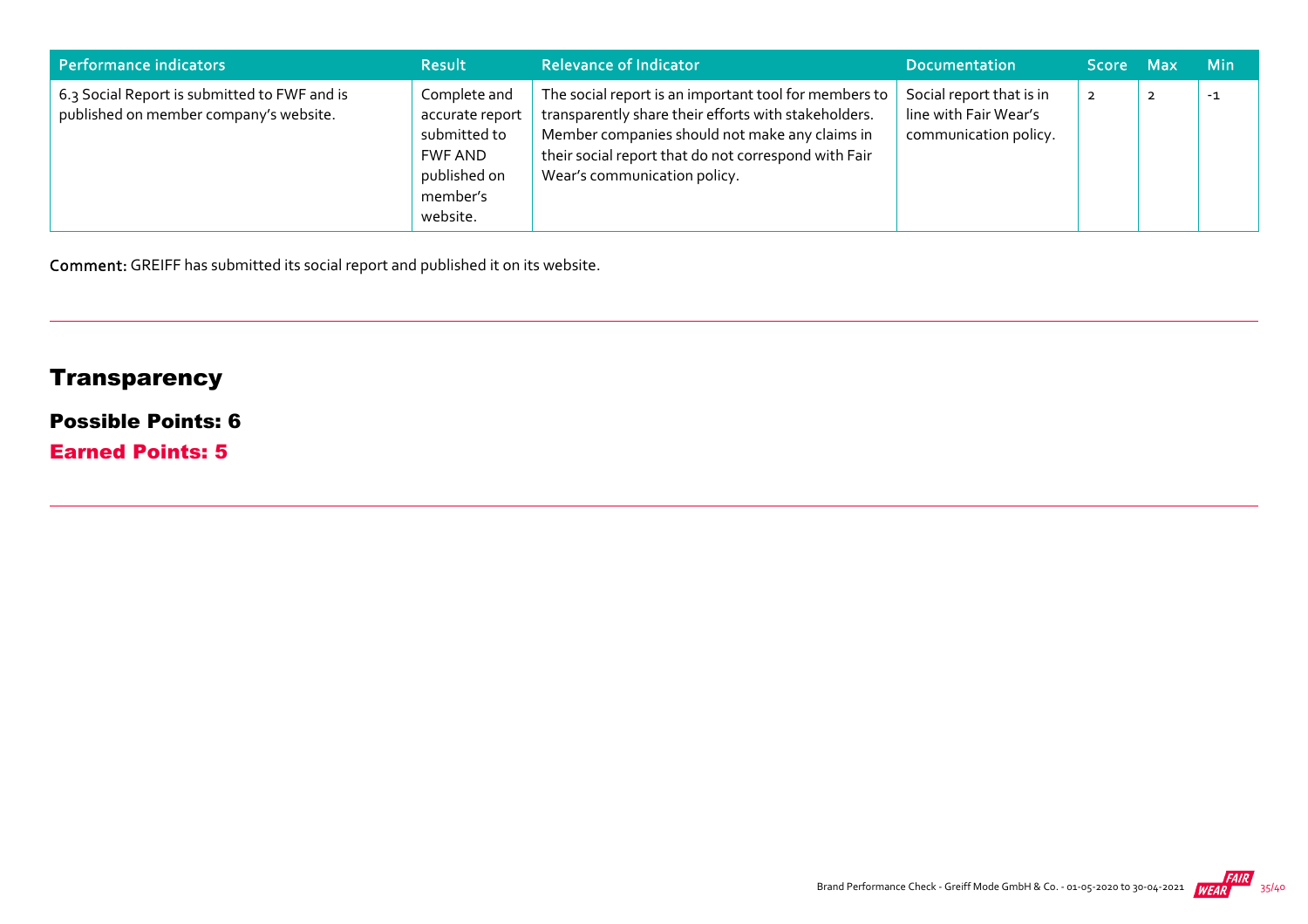| Performance indicators | Result | Relevance of Indicator | Documentation | Score | Max | Min |
|---|---|---|---|---|---|---|
| 6.3 Social Report is submitted to FWF and is published on member company's website. | Complete and accurate report submitted to FWF AND published on member's website. | The social report is an important tool for members to transparently share their efforts with stakeholders. Member companies should not make any claims in their social report that do not correspond with Fair Wear's communication policy. | Social report that is in line with Fair Wear's communication policy. | 2 | 2 | -1 |

**Comment:** GREIFF has submitted its social report and published it on its website.

## Transparency

### Possible Points: 6

### Earned Points: 5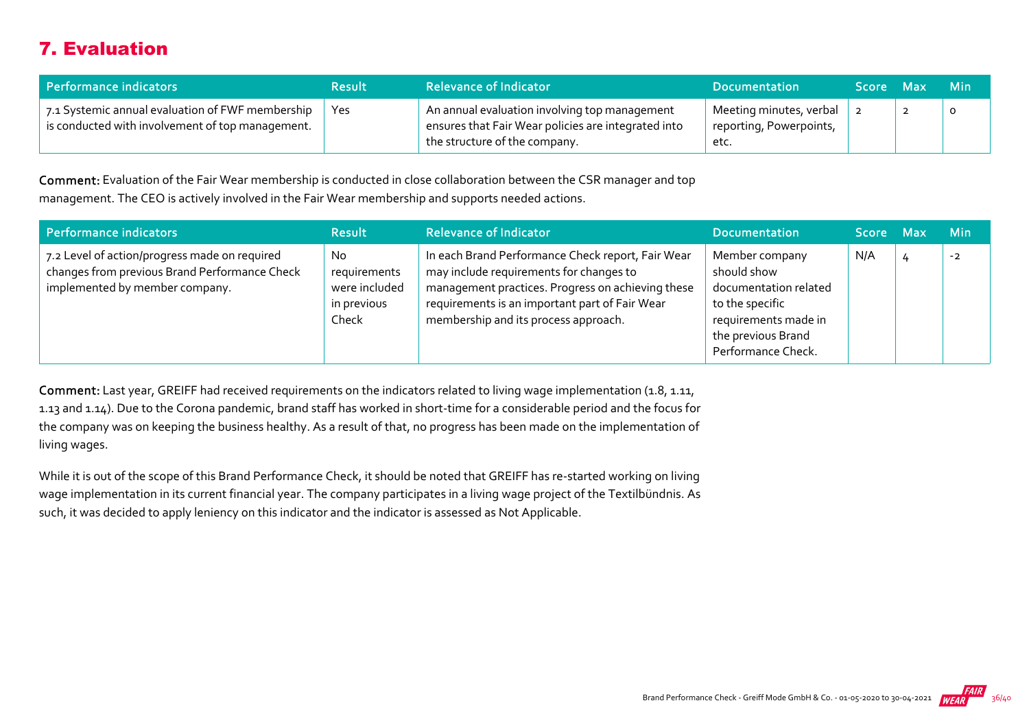## 7. Evaluation

| Performance indicators | Result | Relevance of Indicator | Documentation | Score | Max | Min |
|---|---|---|---|---|---|---|
| 7.1 Systemic annual evaluation of FWF membership is conducted with involvement of top management. | Yes | An annual evaluation involving top management ensures that Fair Wear policies are integrated into the structure of the company. | Meeting minutes, verbal reporting, Powerpoints, etc. | 2 | 2 | 0 |

**Comment:** Evaluation of the Fair Wear membership is conducted in close collaboration between the CSR manager and top management. The CEO is actively involved in the Fair Wear membership and supports needed actions.

| Performance indicators | Result | Relevance of Indicator | Documentation | Score | Max | Min |
|---|---|---|---|---|---|---|
| 7.2 Level of action/progress made on required changes from previous Brand Performance Check implemented by member company. | No requirements were included in previous Check | In each Brand Performance Check report, Fair Wear may include requirements for changes to management practices. Progress on achieving these requirements is an important part of Fair Wear membership and its process approach. | Member company should show documentation related to the specific requirements made in the previous Brand Performance Check. | N/A | 4 | -2 |

**Comment:** Last year, GREIFF had received requirements on the indicators related to living wage implementation (1.8, 1.11, 1.13 and 1.14). Due to the Corona pandemic, brand staff has worked in short-time for a considerable period and the focus for the company was on keeping the business healthy. As a result of that, no progress has been made on the implementation of living wages.

While it is out of the scope of this Brand Performance Check, it should be noted that GREIFF has re-started working on living wage implementation in its current financial year. The company participates in a living wage project of the Textilbündnis. As such, it was decided to apply leniency on this indicator and the indicator is assessed as Not Applicable.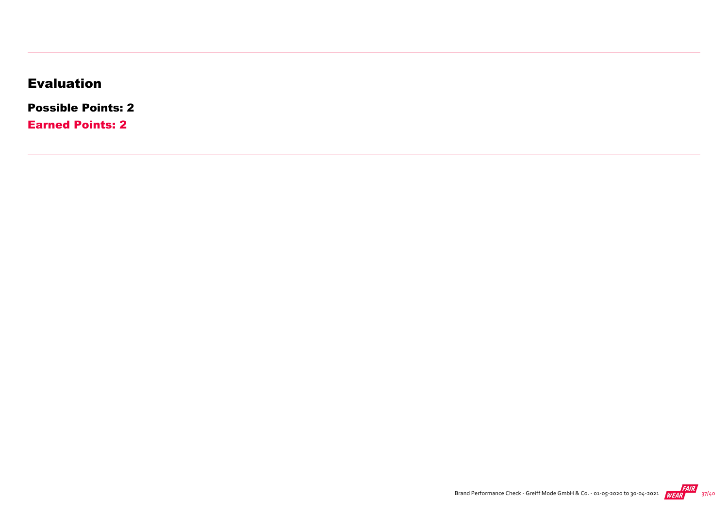## Evaluation

### Possible Points: 2

### Earned Points: 2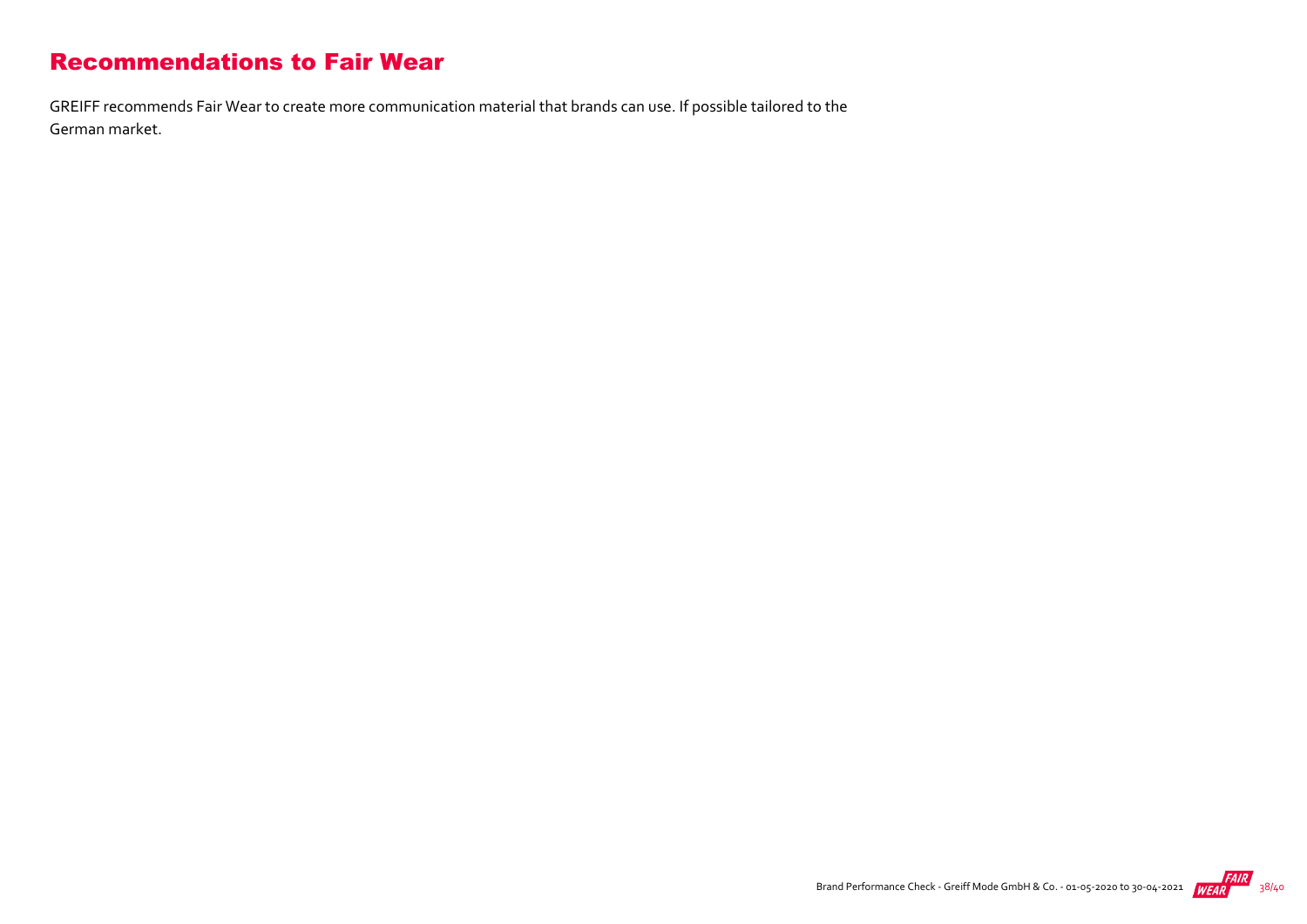# Recommendations to Fair Wear

GREIFF recommends Fair Wear to create more communication material that brands can use. If possible tailored to the German market.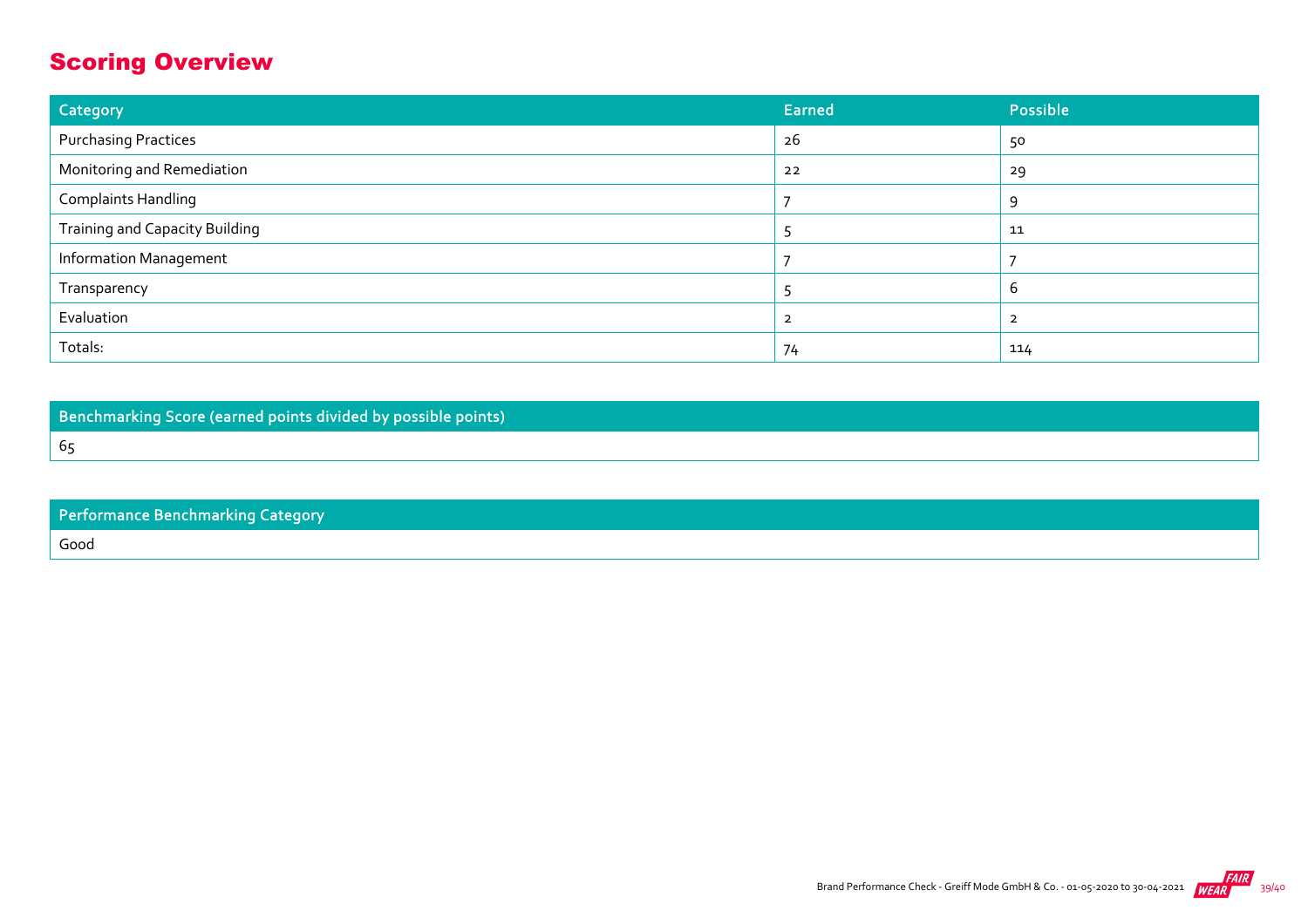## Scoring Overview

| Category | Earned | Possible |
|---|---|---|
| Purchasing Practices | 26 | 50 |
| Monitoring and Remediation | 22 | 29 |
| Complaints Handling | 7 | 9 |
| Training and Capacity Building | 5 | 11 |
| Information Management | 7 | 7 |
| Transparency | 5 | 6 |
| Evaluation | 2 | 2 |
| Totals: | 74 | 114 |

| Benchmarking Score (earned points divided by possible points) |
|---|
| 65 |

| Performance Benchmarking Category |
|---|
| Good |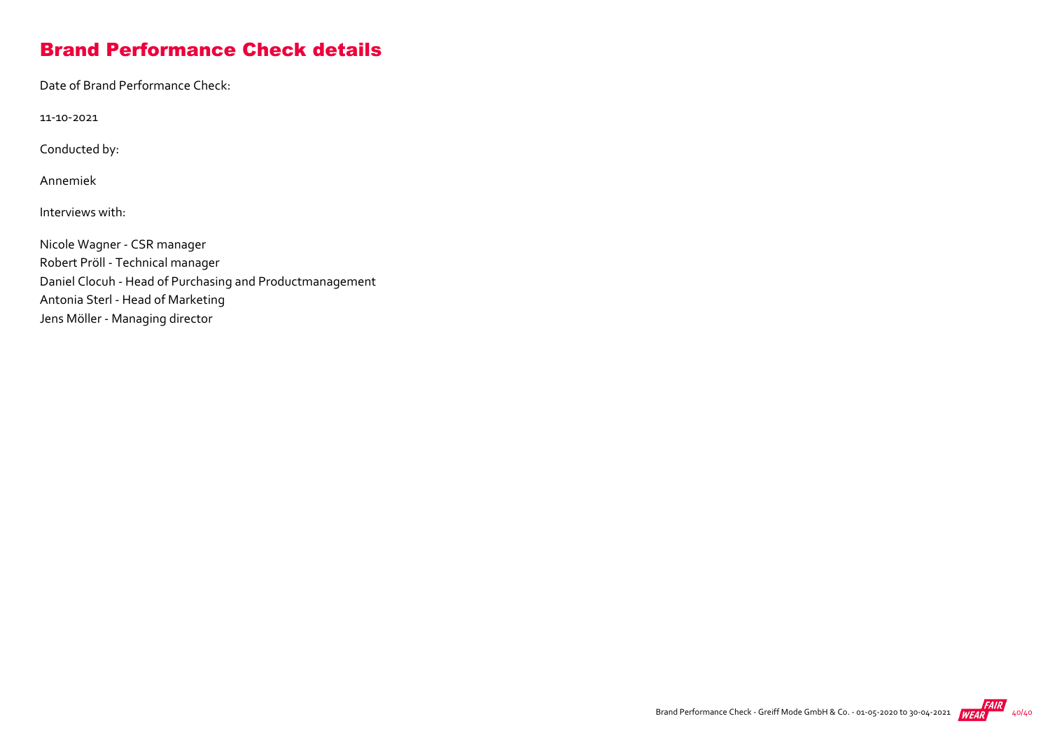# Brand Performance Check details

Date of Brand Performance Check:

11-10-2021

Conducted by:

Annemiek

Interviews with:

Nicole Wagner - CSR manager
Robert Pröll - Technical manager
Daniel Clocuh - Head of Purchasing and Productmanagement
Antonia Sterl - Head of Marketing
Jens Möller - Managing director